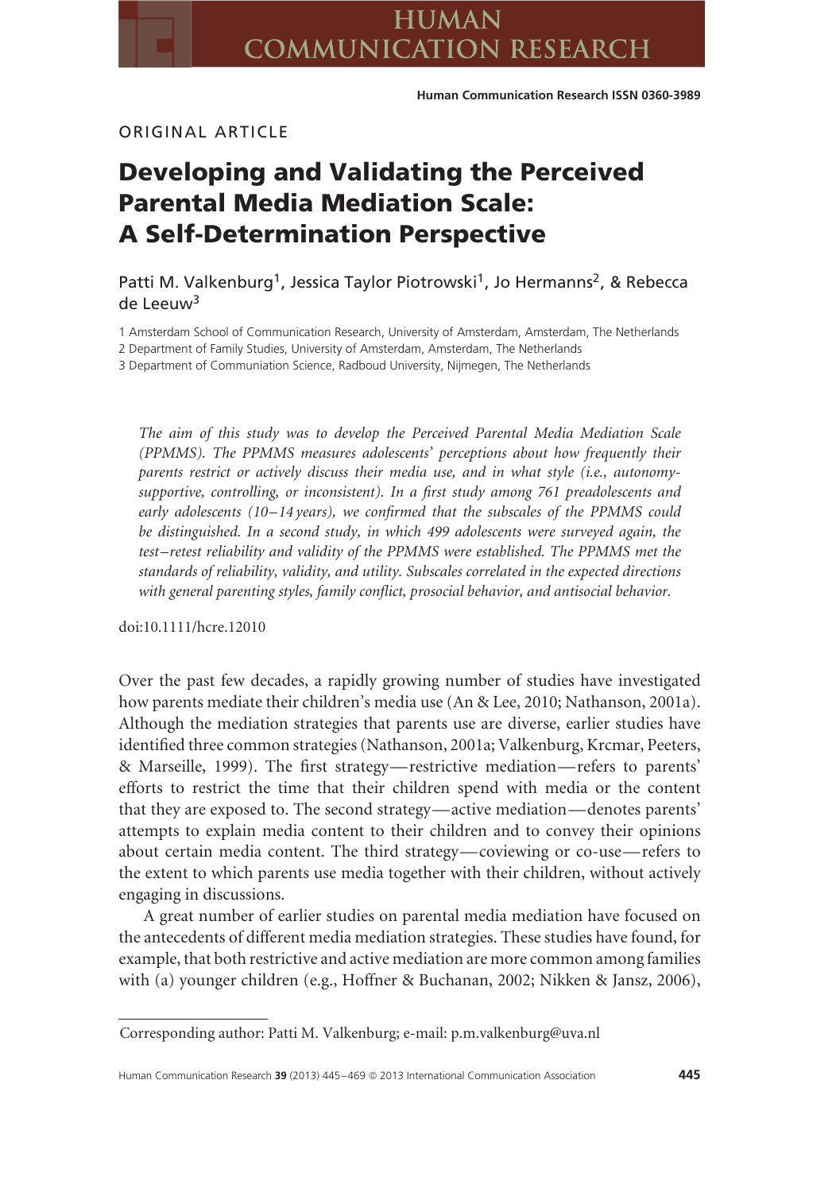ORIGINAL ARTICLE

# Developing and Validating the Perceived Parental Media Mediation Scale: A Self-Determination Perspective

Patti M. Valkenburg[1], Jessica Taylor Piotrowski[1], Jo Hermanns[2], & Rebecca de Leeuw[3]

1 Amsterdam School of Communication Research, University of Amsterdam, Amsterdam, The Netherlands
2 Department of Family Studies, University of Amsterdam, Amsterdam, The Netherlands
3 Department of Communiation Science, Radboud University, Nijmegen, The Netherlands

*The aim of this study was to develop the Perceived Parental Media Mediation Scale (PPMMS). The PPMMS measures adolescents' perceptions about how frequently their parents restrict or actively discuss their media use, and in what style (i.e., autonomy-supportive, controlling, or inconsistent). In a first study among 761 preadolescents and early adolescents (10–14 years), we confirmed that the subscales of the PPMMS could be distinguished. In a second study, in which 499 adolescents were surveyed again, the test–retest reliability and validity of the PPMMS were established. The PPMMS met the standards of reliability, validity, and utility. Subscales correlated in the expected directions with general parenting styles, family conflict, prosocial behavior, and antisocial behavior.*

doi:10.1111/hcre.12010

Over the past few decades, a rapidly growing number of studies have investigated how parents mediate their children's media use (An & Lee, 2010; Nathanson, 2001a). Although the mediation strategies that parents use are diverse, earlier studies have identified three common strategies (Nathanson, 2001a; Valkenburg, Krcmar, Peeters, & Marseille, 1999). The first strategy—restrictive mediation—refers to parents' efforts to restrict the time that their children spend with media or the content that they are exposed to. The second strategy—active mediation—denotes parents' attempts to explain media content to their children and to convey their opinions about certain media content. The third strategy—coviewing or co-use—refers to the extent to which parents use media together with their children, without actively engaging in discussions.

A great number of earlier studies on parental media mediation have focused on the antecedents of different media mediation strategies. These studies have found, for example, that both restrictive and active mediation are more common among families with (a) younger children (e.g., Hoffner & Buchanan, 2002; Nikken & Jansz, 2006),

Corresponding author: Patti M. Valkenburg; e-mail: p.m.valkenburg@uva.nl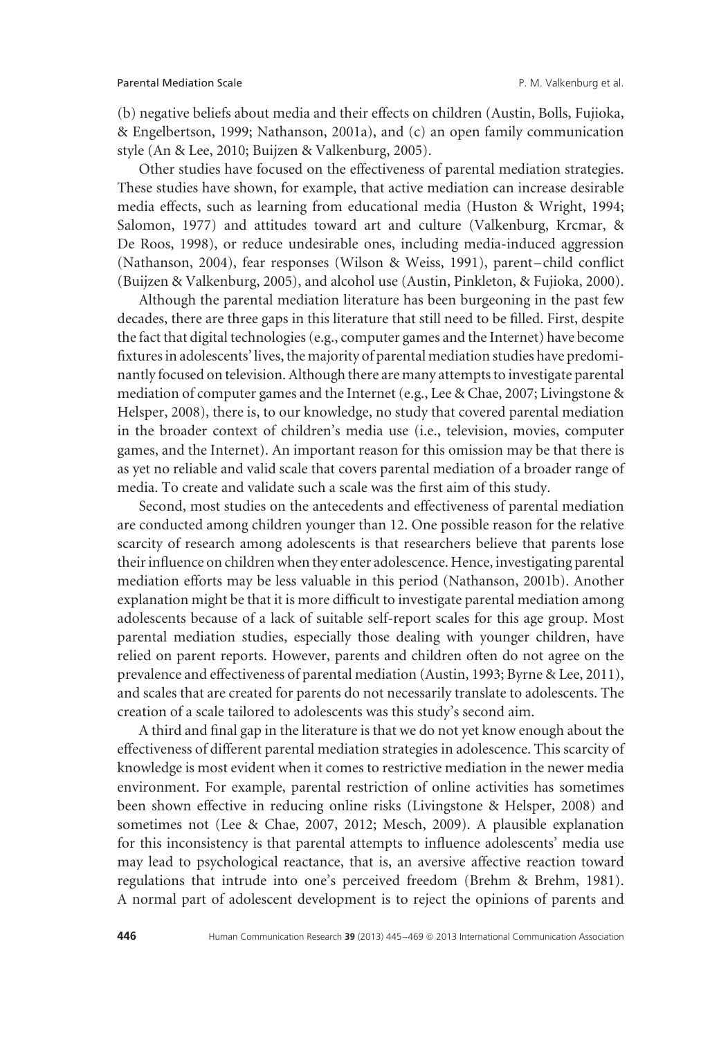(b) negative beliefs about media and their effects on children (Austin, Bolls, Fujioka, & Engelbertson, 1999; Nathanson, 2001a), and (c) an open family communication style (An & Lee, 2010; Buijzen & Valkenburg, 2005).

Other studies have focused on the effectiveness of parental mediation strategies. These studies have shown, for example, that active mediation can increase desirable media effects, such as learning from educational media (Huston & Wright, 1994; Salomon, 1977) and attitudes toward art and culture (Valkenburg, Krcmar, & De Roos, 1998), or reduce undesirable ones, including media-induced aggression (Nathanson, 2004), fear responses (Wilson & Weiss, 1991), parent–child conflict (Buijzen & Valkenburg, 2005), and alcohol use (Austin, Pinkleton, & Fujioka, 2000).

Although the parental mediation literature has been burgeoning in the past few decades, there are three gaps in this literature that still need to be filled. First, despite the fact that digital technologies (e.g., computer games and the Internet) have become fixtures in adolescents' lives, the majority of parental mediation studies have predominantly focused on television. Although there are many attempts to investigate parental mediation of computer games and the Internet (e.g., Lee & Chae, 2007; Livingstone & Helsper, 2008), there is, to our knowledge, no study that covered parental mediation in the broader context of children's media use (i.e., television, movies, computer games, and the Internet). An important reason for this omission may be that there is as yet no reliable and valid scale that covers parental mediation of a broader range of media. To create and validate such a scale was the first aim of this study.

Second, most studies on the antecedents and effectiveness of parental mediation are conducted among children younger than 12. One possible reason for the relative scarcity of research among adolescents is that researchers believe that parents lose their influence on children when they enter adolescence. Hence, investigating parental mediation efforts may be less valuable in this period (Nathanson, 2001b). Another explanation might be that it is more difficult to investigate parental mediation among adolescents because of a lack of suitable self-report scales for this age group. Most parental mediation studies, especially those dealing with younger children, have relied on parent reports. However, parents and children often do not agree on the prevalence and effectiveness of parental mediation (Austin, 1993; Byrne & Lee, 2011), and scales that are created for parents do not necessarily translate to adolescents. The creation of a scale tailored to adolescents was this study's second aim.

A third and final gap in the literature is that we do not yet know enough about the effectiveness of different parental mediation strategies in adolescence. This scarcity of knowledge is most evident when it comes to restrictive mediation in the newer media environment. For example, parental restriction of online activities has sometimes been shown effective in reducing online risks (Livingstone & Helsper, 2008) and sometimes not (Lee & Chae, 2007, 2012; Mesch, 2009). A plausible explanation for this inconsistency is that parental attempts to influence adolescents' media use may lead to psychological reactance, that is, an aversive affective reaction toward regulations that intrude into one's perceived freedom (Brehm & Brehm, 1981). A normal part of adolescent development is to reject the opinions of parents and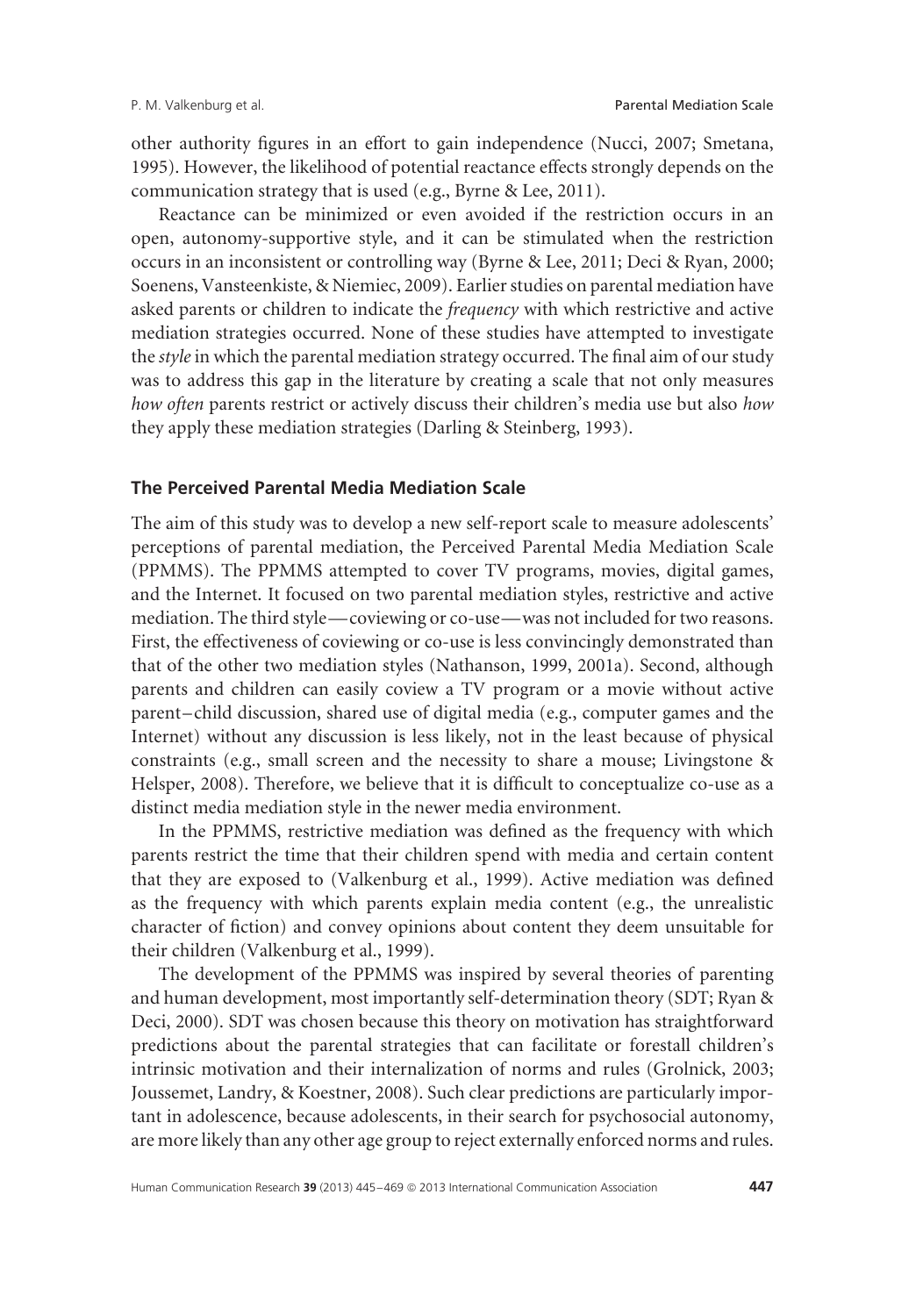other authority figures in an effort to gain independence (Nucci, 2007; Smetana, 1995). However, the likelihood of potential reactance effects strongly depends on the communication strategy that is used (e.g., Byrne & Lee, 2011).

Reactance can be minimized or even avoided if the restriction occurs in an open, autonomy-supportive style, and it can be stimulated when the restriction occurs in an inconsistent or controlling way (Byrne & Lee, 2011; Deci & Ryan, 2000; Soenens, Vansteenkiste, & Niemiec, 2009). Earlier studies on parental mediation have asked parents or children to indicate the *frequency* with which restrictive and active mediation strategies occurred. None of these studies have attempted to investigate the *style* in which the parental mediation strategy occurred. The final aim of our study was to address this gap in the literature by creating a scale that not only measures *how often* parents restrict or actively discuss their children's media use but also *how* they apply these mediation strategies (Darling & Steinberg, 1993).

## The Perceived Parental Media Mediation Scale

The aim of this study was to develop a new self-report scale to measure adolescents' perceptions of parental mediation, the Perceived Parental Media Mediation Scale (PPMMS). The PPMMS attempted to cover TV programs, movies, digital games, and the Internet. It focused on two parental mediation styles, restrictive and active mediation. The third style—coviewing or co-use—was not included for two reasons. First, the effectiveness of coviewing or co-use is less convincingly demonstrated than that of the other two mediation styles (Nathanson, 1999, 2001a). Second, although parents and children can easily coview a TV program or a movie without active parent–child discussion, shared use of digital media (e.g., computer games and the Internet) without any discussion is less likely, not in the least because of physical constraints (e.g., small screen and the necessity to share a mouse; Livingstone & Helsper, 2008). Therefore, we believe that it is difficult to conceptualize co-use as a distinct media mediation style in the newer media environment.

In the PPMMS, restrictive mediation was defined as the frequency with which parents restrict the time that their children spend with media and certain content that they are exposed to (Valkenburg et al., 1999). Active mediation was defined as the frequency with which parents explain media content (e.g., the unrealistic character of fiction) and convey opinions about content they deem unsuitable for their children (Valkenburg et al., 1999).

The development of the PPMMS was inspired by several theories of parenting and human development, most importantly self-determination theory (SDT; Ryan & Deci, 2000). SDT was chosen because this theory on motivation has straightforward predictions about the parental strategies that can facilitate or forestall children's intrinsic motivation and their internalization of norms and rules (Grolnick, 2003; Joussemet, Landry, & Koestner, 2008). Such clear predictions are particularly important in adolescence, because adolescents, in their search for psychosocial autonomy, are more likely than any other age group to reject externally enforced norms and rules.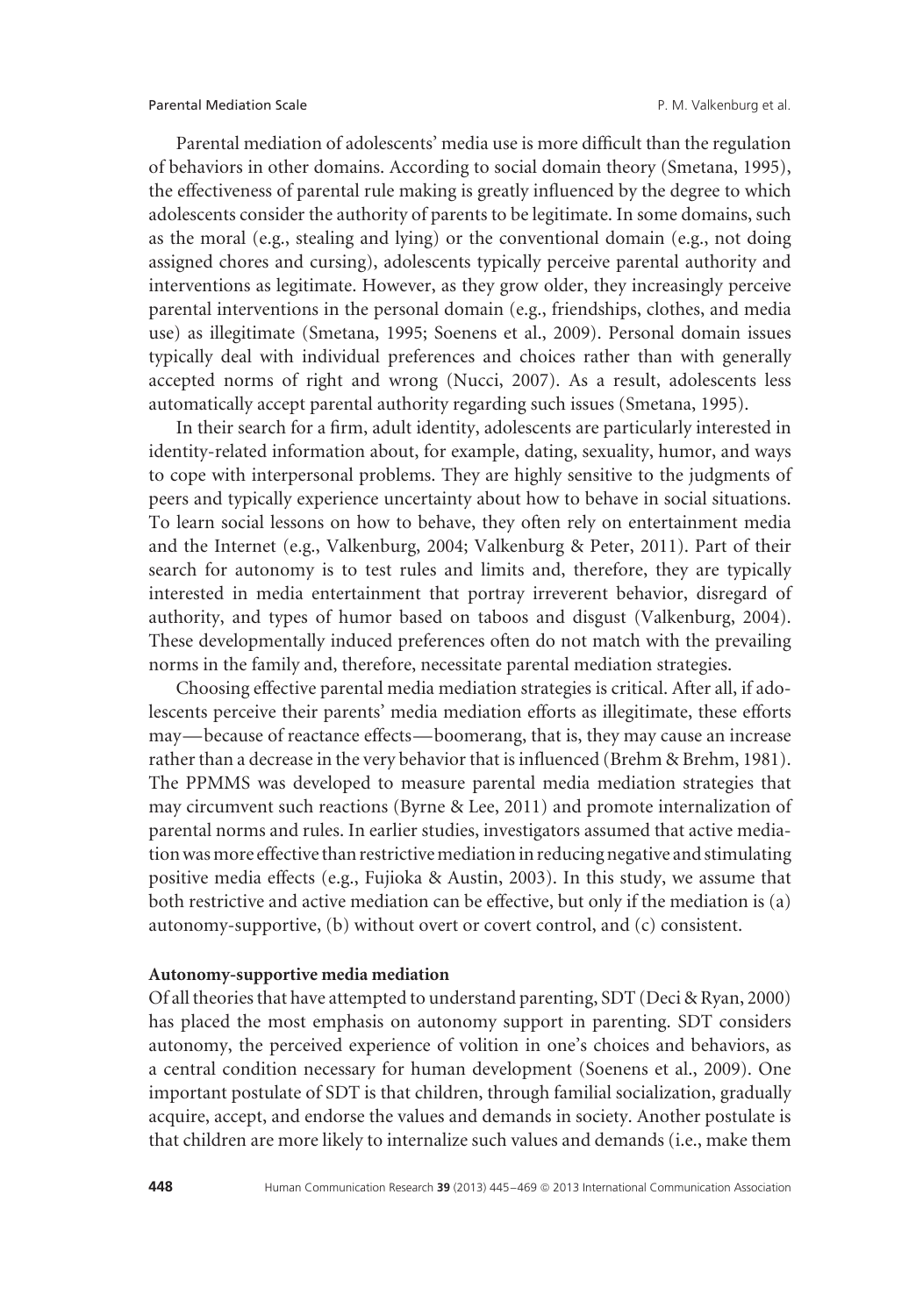Parental mediation of adolescents' media use is more difficult than the regulation of behaviors in other domains. According to social domain theory (Smetana, 1995), the effectiveness of parental rule making is greatly influenced by the degree to which adolescents consider the authority of parents to be legitimate. In some domains, such as the moral (e.g., stealing and lying) or the conventional domain (e.g., not doing assigned chores and cursing), adolescents typically perceive parental authority and interventions as legitimate. However, as they grow older, they increasingly perceive parental interventions in the personal domain (e.g., friendships, clothes, and media use) as illegitimate (Smetana, 1995; Soenens et al., 2009). Personal domain issues typically deal with individual preferences and choices rather than with generally accepted norms of right and wrong (Nucci, 2007). As a result, adolescents less automatically accept parental authority regarding such issues (Smetana, 1995).

In their search for a firm, adult identity, adolescents are particularly interested in identity-related information about, for example, dating, sexuality, humor, and ways to cope with interpersonal problems. They are highly sensitive to the judgments of peers and typically experience uncertainty about how to behave in social situations. To learn social lessons on how to behave, they often rely on entertainment media and the Internet (e.g., Valkenburg, 2004; Valkenburg & Peter, 2011). Part of their search for autonomy is to test rules and limits and, therefore, they are typically interested in media entertainment that portray irreverent behavior, disregard of authority, and types of humor based on taboos and disgust (Valkenburg, 2004). These developmentally induced preferences often do not match with the prevailing norms in the family and, therefore, necessitate parental mediation strategies.

Choosing effective parental media mediation strategies is critical. After all, if adolescents perceive their parents' media mediation efforts as illegitimate, these efforts may—because of reactance effects—boomerang, that is, they may cause an increase rather than a decrease in the very behavior that is influenced (Brehm & Brehm, 1981). The PPMMS was developed to measure parental media mediation strategies that may circumvent such reactions (Byrne & Lee, 2011) and promote internalization of parental norms and rules. In earlier studies, investigators assumed that active mediation was more effective than restrictive mediation in reducing negative and stimulating positive media effects (e.g., Fujioka & Austin, 2003). In this study, we assume that both restrictive and active mediation can be effective, but only if the mediation is (a) autonomy-supportive, (b) without overt or covert control, and (c) consistent.

### Autonomy-supportive media mediation

Of all theories that have attempted to understand parenting, SDT (Deci & Ryan, 2000) has placed the most emphasis on autonomy support in parenting. SDT considers autonomy, the perceived experience of volition in one's choices and behaviors, as a central condition necessary for human development (Soenens et al., 2009). One important postulate of SDT is that children, through familial socialization, gradually acquire, accept, and endorse the values and demands in society. Another postulate is that children are more likely to internalize such values and demands (i.e., make them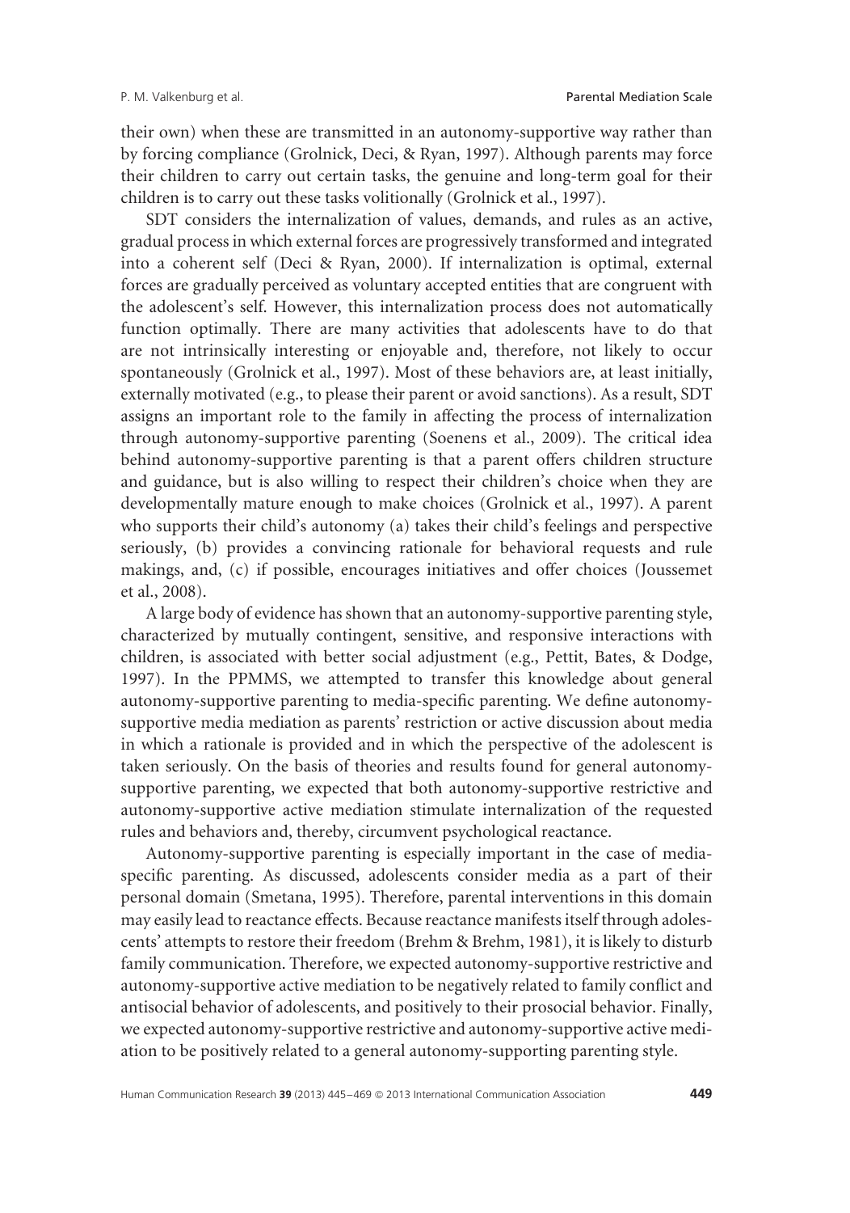their own) when these are transmitted in an autonomy-supportive way rather than by forcing compliance (Grolnick, Deci, & Ryan, 1997). Although parents may force their children to carry out certain tasks, the genuine and long-term goal for their children is to carry out these tasks volitionally (Grolnick et al., 1997).

SDT considers the internalization of values, demands, and rules as an active, gradual process in which external forces are progressively transformed and integrated into a coherent self (Deci & Ryan, 2000). If internalization is optimal, external forces are gradually perceived as voluntary accepted entities that are congruent with the adolescent's self. However, this internalization process does not automatically function optimally. There are many activities that adolescents have to do that are not intrinsically interesting or enjoyable and, therefore, not likely to occur spontaneously (Grolnick et al., 1997). Most of these behaviors are, at least initially, externally motivated (e.g., to please their parent or avoid sanctions). As a result, SDT assigns an important role to the family in affecting the process of internalization through autonomy-supportive parenting (Soenens et al., 2009). The critical idea behind autonomy-supportive parenting is that a parent offers children structure and guidance, but is also willing to respect their children's choice when they are developmentally mature enough to make choices (Grolnick et al., 1997). A parent who supports their child's autonomy (a) takes their child's feelings and perspective seriously, (b) provides a convincing rationale for behavioral requests and rule makings, and, (c) if possible, encourages initiatives and offer choices (Joussemet et al., 2008).

A large body of evidence has shown that an autonomy-supportive parenting style, characterized by mutually contingent, sensitive, and responsive interactions with children, is associated with better social adjustment (e.g., Pettit, Bates, & Dodge, 1997). In the PPMMS, we attempted to transfer this knowledge about general autonomy-supportive parenting to media-specific parenting. We define autonomy-supportive media mediation as parents' restriction or active discussion about media in which a rationale is provided and in which the perspective of the adolescent is taken seriously. On the basis of theories and results found for general autonomy-supportive parenting, we expected that both autonomy-supportive restrictive and autonomy-supportive active mediation stimulate internalization of the requested rules and behaviors and, thereby, circumvent psychological reactance.

Autonomy-supportive parenting is especially important in the case of media-specific parenting. As discussed, adolescents consider media as a part of their personal domain (Smetana, 1995). Therefore, parental interventions in this domain may easily lead to reactance effects. Because reactance manifests itself through adolescents' attempts to restore their freedom (Brehm & Brehm, 1981), it is likely to disturb family communication. Therefore, we expected autonomy-supportive restrictive and autonomy-supportive active mediation to be negatively related to family conflict and antisocial behavior of adolescents, and positively to their prosocial behavior. Finally, we expected autonomy-supportive restrictive and autonomy-supportive active mediation to be positively related to a general autonomy-supporting parenting style.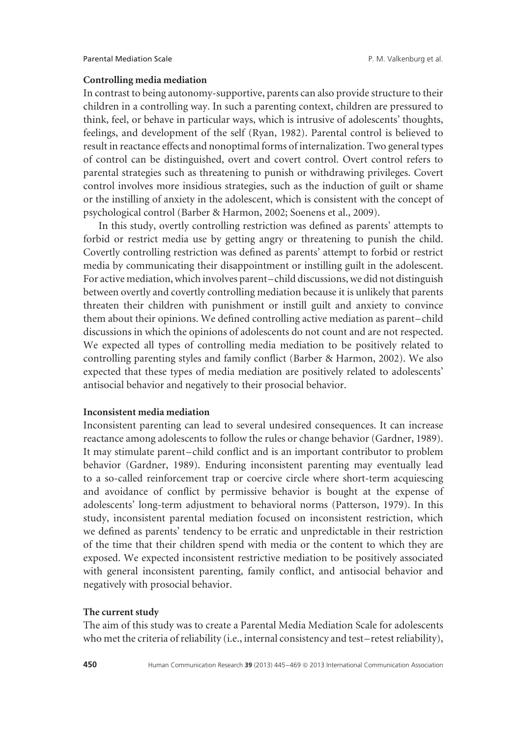### Controlling media mediation

In contrast to being autonomy-supportive, parents can also provide structure to their children in a controlling way. In such a parenting context, children are pressured to think, feel, or behave in particular ways, which is intrusive of adolescents' thoughts, feelings, and development of the self (Ryan, 1982). Parental control is believed to result in reactance effects and nonoptimal forms of internalization. Two general types of control can be distinguished, overt and covert control. Overt control refers to parental strategies such as threatening to punish or withdrawing privileges. Covert control involves more insidious strategies, such as the induction of guilt or shame or the instilling of anxiety in the adolescent, which is consistent with the concept of psychological control (Barber & Harmon, 2002; Soenens et al., 2009).

In this study, overtly controlling restriction was defined as parents' attempts to forbid or restrict media use by getting angry or threatening to punish the child. Covertly controlling restriction was defined as parents' attempt to forbid or restrict media by communicating their disappointment or instilling guilt in the adolescent. For active mediation, which involves parent–child discussions, we did not distinguish between overtly and covertly controlling mediation because it is unlikely that parents threaten their children with punishment or instill guilt and anxiety to convince them about their opinions. We defined controlling active mediation as parent–child discussions in which the opinions of adolescents do not count and are not respected. We expected all types of controlling media mediation to be positively related to controlling parenting styles and family conflict (Barber & Harmon, 2002). We also expected that these types of media mediation are positively related to adolescents' antisocial behavior and negatively to their prosocial behavior.

### Inconsistent media mediation

Inconsistent parenting can lead to several undesired consequences. It can increase reactance among adolescents to follow the rules or change behavior (Gardner, 1989). It may stimulate parent–child conflict and is an important contributor to problem behavior (Gardner, 1989). Enduring inconsistent parenting may eventually lead to a so-called reinforcement trap or coercive circle where short-term acquiescing and avoidance of conflict by permissive behavior is bought at the expense of adolescents' long-term adjustment to behavioral norms (Patterson, 1979). In this study, inconsistent parental mediation focused on inconsistent restriction, which we defined as parents' tendency to be erratic and unpredictable in their restriction of the time that their children spend with media or the content to which they are exposed. We expected inconsistent restrictive mediation to be positively associated with general inconsistent parenting, family conflict, and antisocial behavior and negatively with prosocial behavior.

### The current study

The aim of this study was to create a Parental Media Mediation Scale for adolescents who met the criteria of reliability (i.e., internal consistency and test–retest reliability),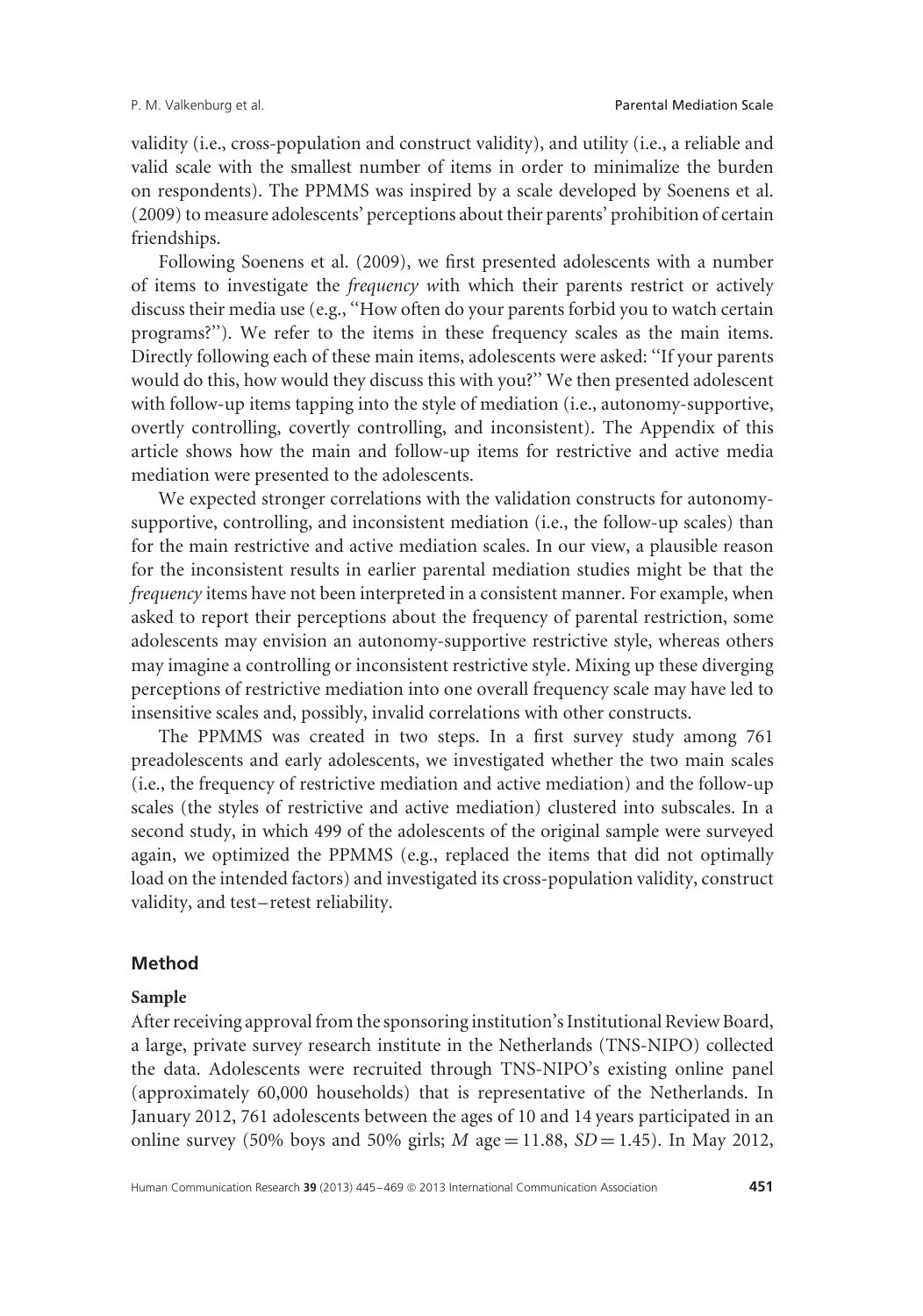validity (i.e., cross-population and construct validity), and utility (i.e., a reliable and valid scale with the smallest number of items in order to minimalize the burden on respondents). The PPMMS was inspired by a scale developed by Soenens et al. (2009) to measure adolescents' perceptions about their parents' prohibition of certain friendships.

Following Soenens et al. (2009), we first presented adolescents with a number of items to investigate the *frequency w*ith which their parents restrict or actively discuss their media use (e.g., ''How often do your parents forbid you to watch certain programs?''). We refer to the items in these frequency scales as the main items. Directly following each of these main items, adolescents were asked: ''If your parents would do this, how would they discuss this with you?'' We then presented adolescent with follow-up items tapping into the style of mediation (i.e., autonomy-supportive, overtly controlling, covertly controlling, and inconsistent). The Appendix of this article shows how the main and follow-up items for restrictive and active media mediation were presented to the adolescents.

We expected stronger correlations with the validation constructs for autonomy-supportive, controlling, and inconsistent mediation (i.e., the follow-up scales) than for the main restrictive and active mediation scales. In our view, a plausible reason for the inconsistent results in earlier parental mediation studies might be that the *frequency* items have not been interpreted in a consistent manner. For example, when asked to report their perceptions about the frequency of parental restriction, some adolescents may envision an autonomy-supportive restrictive style, whereas others may imagine a controlling or inconsistent restrictive style. Mixing up these diverging perceptions of restrictive mediation into one overall frequency scale may have led to insensitive scales and, possibly, invalid correlations with other constructs.

The PPMMS was created in two steps. In a first survey study among 761 preadolescents and early adolescents, we investigated whether the two main scales (i.e., the frequency of restrictive mediation and active mediation) and the follow-up scales (the styles of restrictive and active mediation) clustered into subscales. In a second study, in which 499 of the adolescents of the original sample were surveyed again, we optimized the PPMMS (e.g., replaced the items that did not optimally load on the intended factors) and investigated its cross-population validity, construct validity, and test–retest reliability.

## Method

### Sample

After receiving approval from the sponsoring institution's Institutional Review Board, a large, private survey research institute in the Netherlands (TNS-NIPO) collected the data. Adolescents were recruited through TNS-NIPO's existing online panel (approximately 60,000 households) that is representative of the Netherlands. In January 2012, 761 adolescents between the ages of 10 and 14 years participated in an online survey (50% boys and 50% girls; $M$ age = 11.88, $SD$ = 1.45). In May 2012,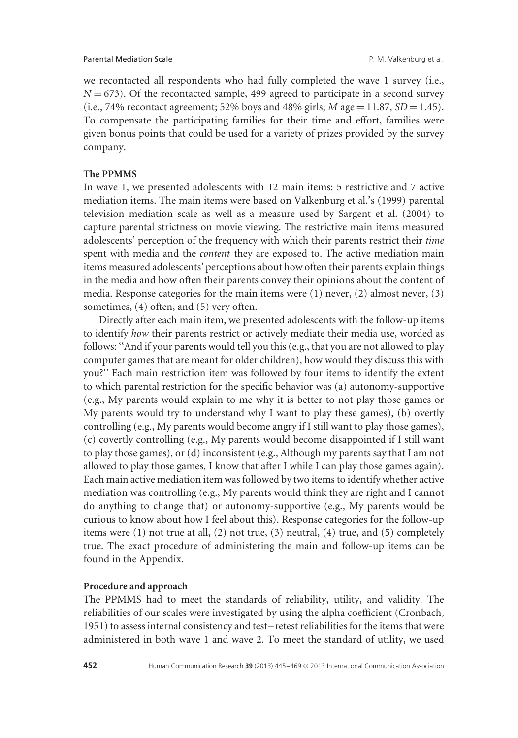we recontacted all respondents who had fully completed the wave 1 survey (i.e., $N = 673$). Of the recontacted sample, 499 agreed to participate in a second survey (i.e., 74% recontact agreement; 52% boys and 48% girls; $M$ age = 11.87, $SD = 1.45$). To compensate the participating families for their time and effort, families were given bonus points that could be used for a variety of prizes provided by the survey company.

### The PPMMS

In wave 1, we presented adolescents with 12 main items: 5 restrictive and 7 active mediation items. The main items were based on Valkenburg et al.'s (1999) parental television mediation scale as well as a measure used by Sargent et al. (2004) to capture parental strictness on movie viewing. The restrictive main items measured adolescents' perception of the frequency with which their parents restrict their *time* spent with media and the *content* they are exposed to. The active mediation main items measured adolescents' perceptions about how often their parents explain things in the media and how often their parents convey their opinions about the content of media. Response categories for the main items were (1) never, (2) almost never, (3) sometimes, (4) often, and (5) very often.

Directly after each main item, we presented adolescents with the follow-up items to identify *how* their parents restrict or actively mediate their media use, worded as follows: "And if your parents would tell you this (e.g., that you are not allowed to play computer games that are meant for older children), how would they discuss this with you?" Each main restriction item was followed by four items to identify the extent to which parental restriction for the specific behavior was (a) autonomy-supportive (e.g., My parents would explain to me why it is better to not play those games or My parents would try to understand why I want to play these games), (b) overtly controlling (e.g., My parents would become angry if I still want to play those games), (c) covertly controlling (e.g., My parents would become disappointed if I still want to play those games), or (d) inconsistent (e.g., Although my parents say that I am not allowed to play those games, I know that after I while I can play those games again). Each main active mediation item was followed by two items to identify whether active mediation was controlling (e.g., My parents would think they are right and I cannot do anything to change that) or autonomy-supportive (e.g., My parents would be curious to know about how I feel about this). Response categories for the follow-up items were (1) not true at all, (2) not true, (3) neutral, (4) true, and (5) completely true. The exact procedure of administering the main and follow-up items can be found in the Appendix.

### Procedure and approach

The PPMMS had to meet the standards of reliability, utility, and validity. The reliabilities of our scales were investigated by using the alpha coefficient (Cronbach, 1951) to assess internal consistency and test–retest reliabilities for the items that were administered in both wave 1 and wave 2. To meet the standard of utility, we used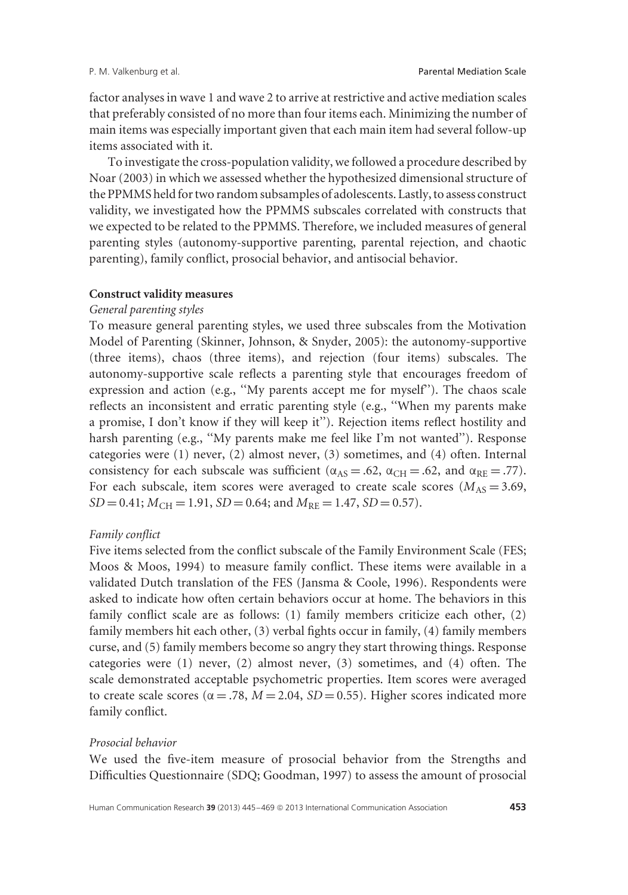factor analyses in wave 1 and wave 2 to arrive at restrictive and active mediation scales that preferably consisted of no more than four items each. Minimizing the number of main items was especially important given that each main item had several follow-up items associated with it.

To investigate the cross-population validity, we followed a procedure described by Noar (2003) in which we assessed whether the hypothesized dimensional structure of the PPMMS held for two random subsamples of adolescents. Lastly, to assess construct validity, we investigated how the PPMMS subscales correlated with constructs that we expected to be related to the PPMMS. Therefore, we included measures of general parenting styles (autonomy-supportive parenting, parental rejection, and chaotic parenting), family conflict, prosocial behavior, and antisocial behavior.

### Construct validity measures

#### *General parenting styles*

To measure general parenting styles, we used three subscales from the Motivation Model of Parenting (Skinner, Johnson, & Snyder, 2005): the autonomy-supportive (three items), chaos (three items), and rejection (four items) subscales. The autonomy-supportive scale reflects a parenting style that encourages freedom of expression and action (e.g., "My parents accept me for myself"). The chaos scale reflects an inconsistent and erratic parenting style (e.g., "When my parents make a promise, I don't know if they will keep it"). Rejection items reflect hostility and harsh parenting (e.g., "My parents make me feel like I'm not wanted"). Response categories were (1) never, (2) almost never, (3) sometimes, and (4) often. Internal consistency for each subscale was sufficient ($\alpha_{AS} = .62$, $\alpha_{CH} = .62$, and $\alpha_{RE} = .77$). For each subscale, item scores were averaged to create scale scores ($M_{AS} = 3.69$, $SD = 0.41$; $M_{CH} = 1.91$, $SD = 0.64$; and $M_{RE} = 1.47$, $SD = 0.57$).

#### *Family conflict*

Five items selected from the conflict subscale of the Family Environment Scale (FES; Moos & Moos, 1994) to measure family conflict. These items were available in a validated Dutch translation of the FES (Jansma & Coole, 1996). Respondents were asked to indicate how often certain behaviors occur at home. The behaviors in this family conflict scale are as follows: (1) family members criticize each other, (2) family members hit each other, (3) verbal fights occur in family, (4) family members curse, and (5) family members become so angry they start throwing things. Response categories were (1) never, (2) almost never, (3) sometimes, and (4) often. The scale demonstrated acceptable psychometric properties. Item scores were averaged to create scale scores ($\alpha = .78$, $M = 2.04$, $SD = 0.55$). Higher scores indicated more family conflict.

#### *Prosocial behavior*

We used the five-item measure of prosocial behavior from the Strengths and Difficulties Questionnaire (SDQ; Goodman, 1997) to assess the amount of prosocial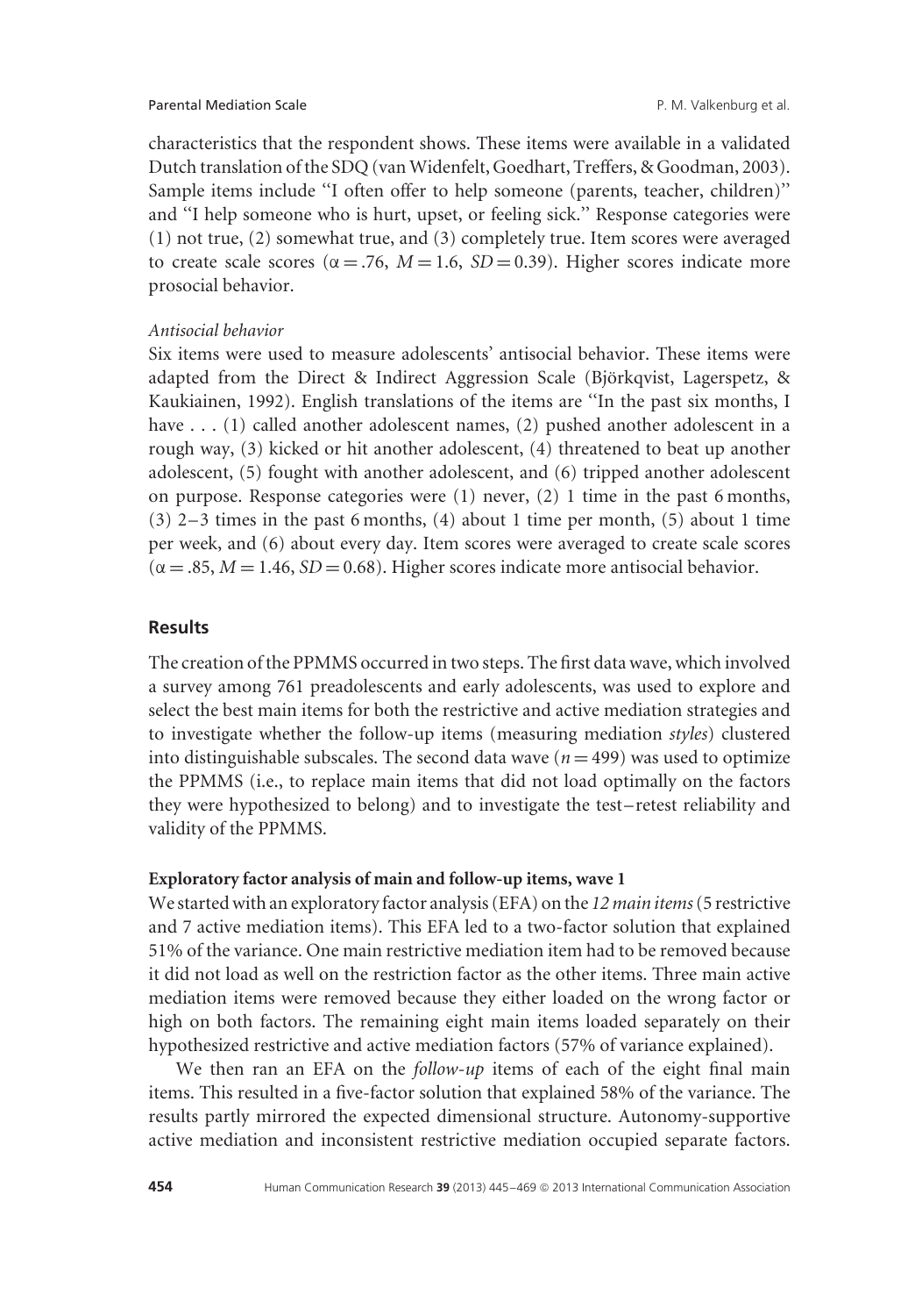characteristics that the respondent shows. These items were available in a validated Dutch translation of the SDQ (van Widenfelt, Goedhart, Treffers, & Goodman, 2003). Sample items include "I often offer to help someone (parents, teacher, children)" and "I help someone who is hurt, upset, or feeling sick." Response categories were (1) not true, (2) somewhat true, and (3) completely true. Item scores were averaged to create scale scores ($\alpha = .76$, $M = 1.6$, $SD = 0.39$). Higher scores indicate more prosocial behavior.

*Antisocial behavior*

Six items were used to measure adolescents' antisocial behavior. These items were adapted from the Direct & Indirect Aggression Scale (Björkqvist, Lagerspetz, & Kaukiainen, 1992). English translations of the items are "In the past six months, I have . . . (1) called another adolescent names, (2) pushed another adolescent in a rough way, (3) kicked or hit another adolescent, (4) threatened to beat up another adolescent, (5) fought with another adolescent, and (6) tripped another adolescent on purpose. Response categories were (1) never, (2) 1 time in the past 6 months, (3) 2–3 times in the past 6 months, (4) about 1 time per month, (5) about 1 time per week, and (6) about every day. Item scores were averaged to create scale scores ($\alpha = .85$, $M = 1.46$, $SD = 0.68$). Higher scores indicate more antisocial behavior.

## Results

The creation of the PPMMS occurred in two steps. The first data wave, which involved a survey among 761 preadolescents and early adolescents, was used to explore and select the best main items for both the restrictive and active mediation strategies and to investigate whether the follow-up items (measuring mediation *styles*) clustered into distinguishable subscales. The second data wave ($n = 499$) was used to optimize the PPMMS (i.e., to replace main items that did not load optimally on the factors they were hypothesized to belong) and to investigate the test–retest reliability and validity of the PPMMS.

### Exploratory factor analysis of main and follow-up items, wave 1

We started with an exploratory factor analysis (EFA) on the *12 main items* (5 restrictive and 7 active mediation items). This EFA led to a two-factor solution that explained 51% of the variance. One main restrictive mediation item had to be removed because it did not load as well on the restriction factor as the other items. Three main active mediation items were removed because they either loaded on the wrong factor or high on both factors. The remaining eight main items loaded separately on their hypothesized restrictive and active mediation factors (57% of variance explained).

We then ran an EFA on the *follow-up* items of each of the eight final main items. This resulted in a five-factor solution that explained 58% of the variance. The results partly mirrored the expected dimensional structure. Autonomy-supportive active mediation and inconsistent restrictive mediation occupied separate factors.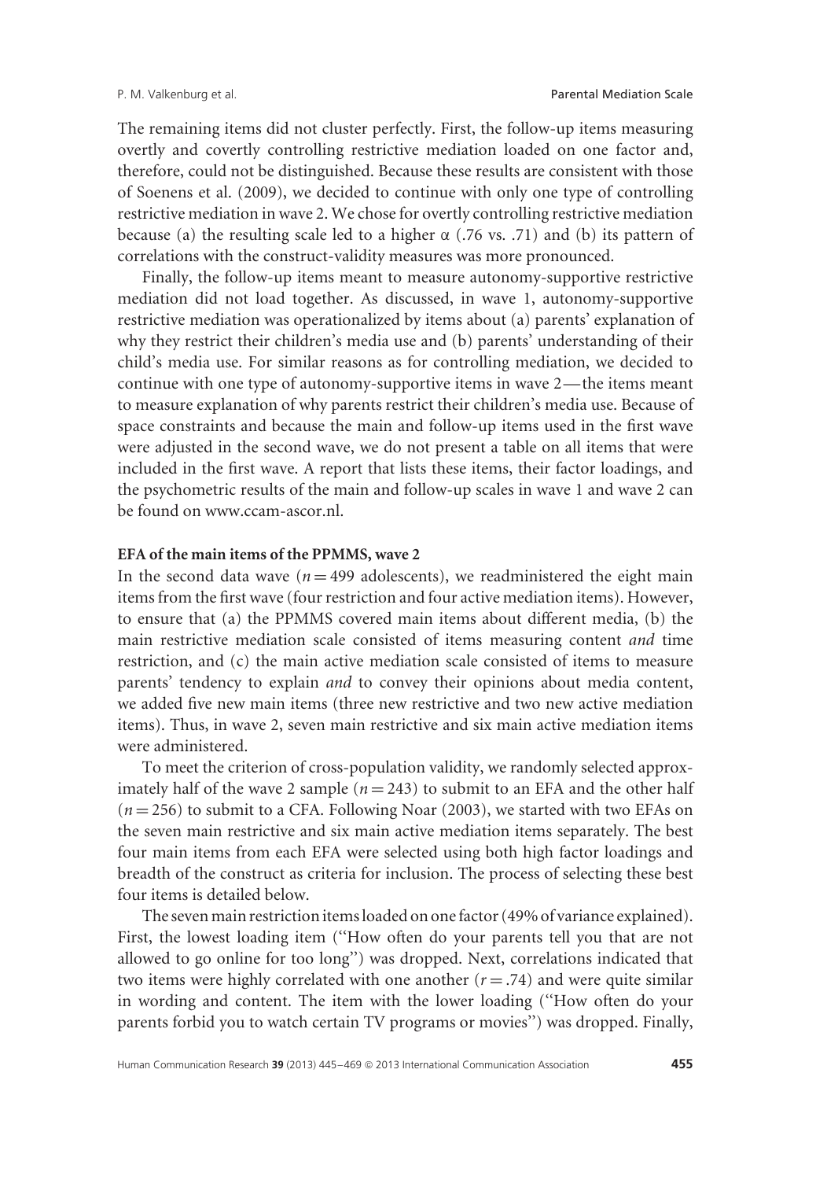The remaining items did not cluster perfectly. First, the follow-up items measuring overtly and covertly controlling restrictive mediation loaded on one factor and, therefore, could not be distinguished. Because these results are consistent with those of Soenens et al. (2009), we decided to continue with only one type of controlling restrictive mediation in wave 2. We chose for overtly controlling restrictive mediation because (a) the resulting scale led to a higher $\alpha$ (.76 vs. .71) and (b) its pattern of correlations with the construct-validity measures was more pronounced.

Finally, the follow-up items meant to measure autonomy-supportive restrictive mediation did not load together. As discussed, in wave 1, autonomy-supportive restrictive mediation was operationalized by items about (a) parents' explanation of why they restrict their children's media use and (b) parents' understanding of their child's media use. For similar reasons as for controlling mediation, we decided to continue with one type of autonomy-supportive items in wave 2—the items meant to measure explanation of why parents restrict their children's media use. Because of space constraints and because the main and follow-up items used in the first wave were adjusted in the second wave, we do not present a table on all items that were included in the first wave. A report that lists these items, their factor loadings, and the psychometric results of the main and follow-up scales in wave 1 and wave 2 can be found on www.ccam-ascor.nl.

### EFA of the main items of the PPMMS, wave 2

In the second data wave ($n = 499$ adolescents), we readministered the eight main items from the first wave (four restriction and four active mediation items). However, to ensure that (a) the PPMMS covered main items about different media, (b) the main restrictive mediation scale consisted of items measuring content *and* time restriction, and (c) the main active mediation scale consisted of items to measure parents' tendency to explain *and* to convey their opinions about media content, we added five new main items (three new restrictive and two new active mediation items). Thus, in wave 2, seven main restrictive and six main active mediation items were administered.

To meet the criterion of cross-population validity, we randomly selected approximately half of the wave 2 sample ($n = 243$) to submit to an EFA and the other half ($n = 256$) to submit to a CFA. Following Noar (2003), we started with two EFAs on the seven main restrictive and six main active mediation items separately. The best four main items from each EFA were selected using both high factor loadings and breadth of the construct as criteria for inclusion. The process of selecting these best four items is detailed below.

The seven main restriction items loaded on one factor (49% of variance explained). First, the lowest loading item (''How often do your parents tell you that are not allowed to go online for too long'') was dropped. Next, correlations indicated that two items were highly correlated with one another ($r = .74$) and were quite similar in wording and content. The item with the lower loading (''How often do your parents forbid you to watch certain TV programs or movies'') was dropped. Finally,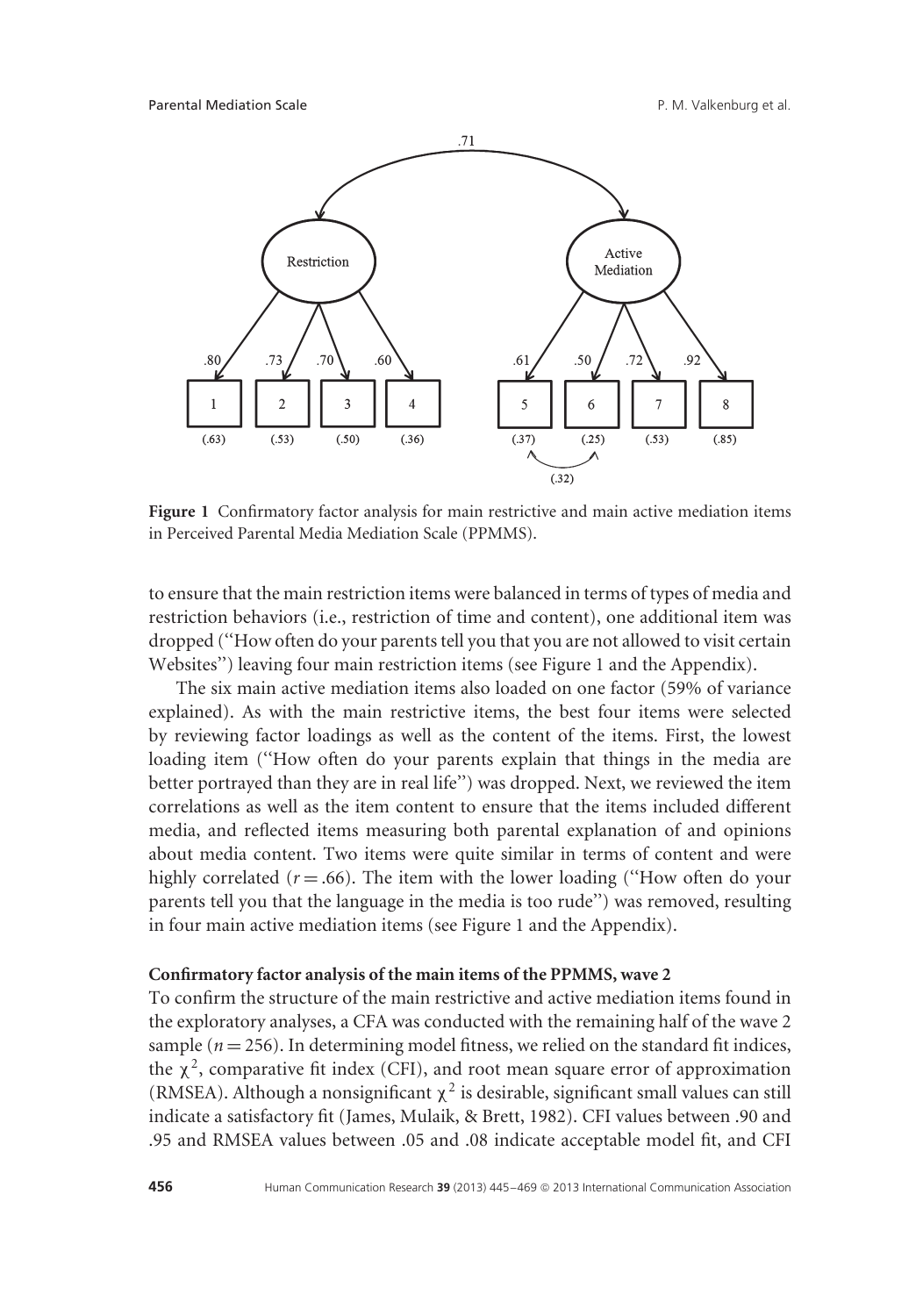**Figure 1** Confirmatory factor analysis for main restrictive and main active mediation items in Perceived Parental Media Mediation Scale (PPMMS).

to ensure that the main restriction items were balanced in terms of types of media and restriction behaviors (i.e., restriction of time and content), one additional item was dropped (''How often do your parents tell you that you are not allowed to visit certain Websites'') leaving four main restriction items (see Figure 1 and the Appendix).

The six main active mediation items also loaded on one factor (59% of variance explained). As with the main restrictive items, the best four items were selected by reviewing factor loadings as well as the content of the items. First, the lowest loading item (''How often do your parents explain that things in the media are better portrayed than they are in real life'') was dropped. Next, we reviewed the item correlations as well as the item content to ensure that the items included different media, and reflected items measuring both parental explanation of and opinions about media content. Two items were quite similar in terms of content and were highly correlated ($r = .66$). The item with the lower loading (''How often do your parents tell you that the language in the media is too rude'') was removed, resulting in four main active mediation items (see Figure 1 and the Appendix).

### Confirmatory factor analysis of the main items of the PPMMS, wave 2

To confirm the structure of the main restrictive and active mediation items found in the exploratory analyses, a CFA was conducted with the remaining half of the wave 2 sample ($n = 256$). In determining model fitness, we relied on the standard fit indices, the $\chi^2$, comparative fit index (CFI), and root mean square error of approximation (RMSEA). Although a nonsignificant $\chi^2$ is desirable, significant small values can still indicate a satisfactory fit (James, Mulaik, & Brett, 1982). CFI values between .90 and .95 and RMSEA values between .05 and .08 indicate acceptable model fit, and CFI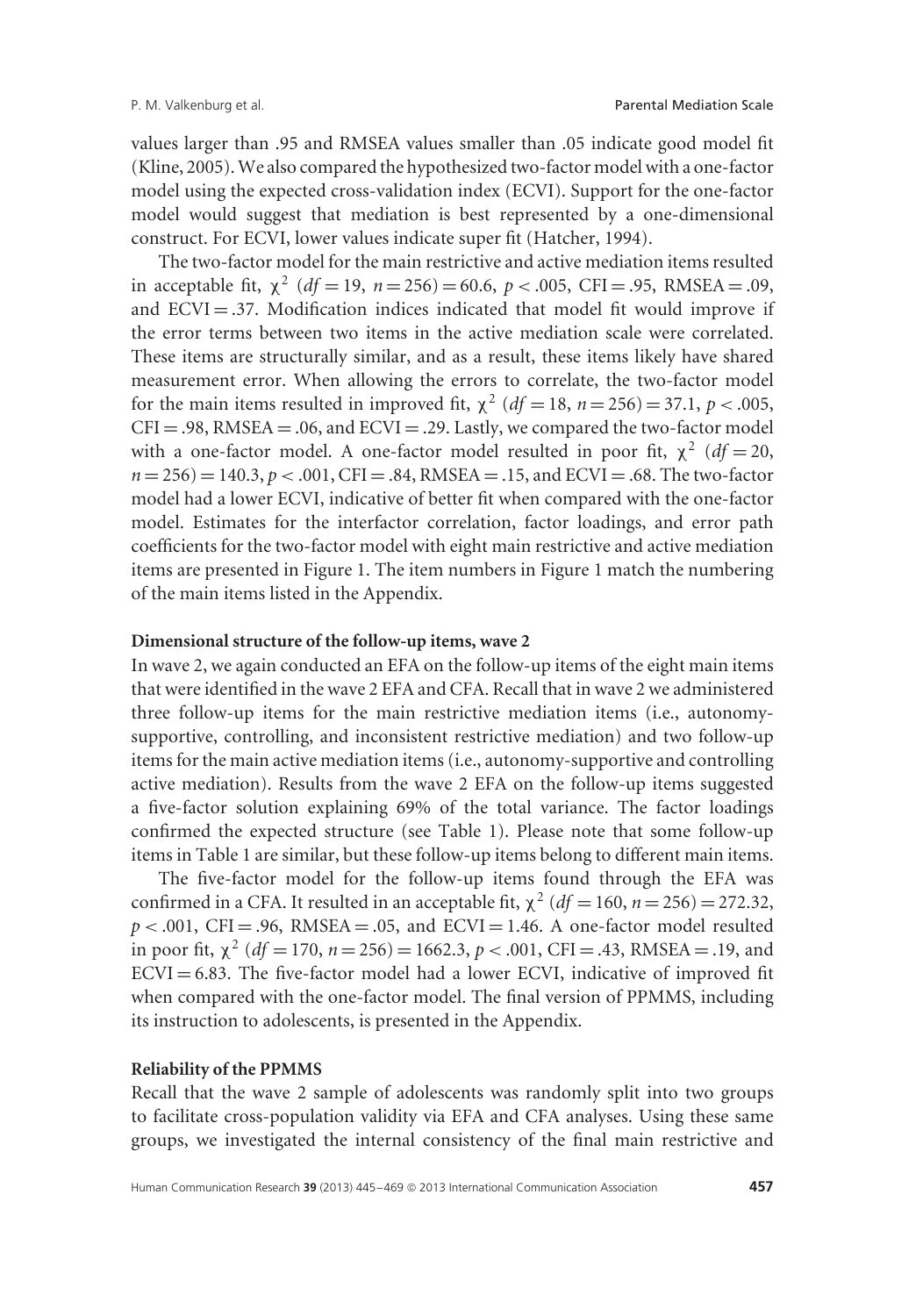values larger than .95 and RMSEA values smaller than .05 indicate good model fit (Kline, 2005). We also compared the hypothesized two-factor model with a one-factor model using the expected cross-validation index (ECVI). Support for the one-factor model would suggest that mediation is best represented by a one-dimensional construct. For ECVI, lower values indicate super fit (Hatcher, 1994).

The two-factor model for the main restrictive and active mediation items resulted in acceptable fit, $\chi^2$ ($df = 19$, $n = 256$) = 60.6, $p < .005$, CFI = .95, RMSEA = .09, and ECVI = .37. Modification indices indicated that model fit would improve if the error terms between two items in the active mediation scale were correlated. These items are structurally similar, and as a result, these items likely have shared measurement error. When allowing the errors to correlate, the two-factor model for the main items resulted in improved fit, $\chi^2$ ($df = 18$, $n = 256$) = 37.1, $p < .005$, CFI = .98, RMSEA = .06, and ECVI = .29. Lastly, we compared the two-factor model with a one-factor model. A one-factor model resulted in poor fit, $\chi^2$ ($df = 20$, $n = 256$) = 140.3, $p < .001$, CFI = .84, RMSEA = .15, and ECVI = .68. The two-factor model had a lower ECVI, indicative of better fit when compared with the one-factor model. Estimates for the interfactor correlation, factor loadings, and error path coefficients for the two-factor model with eight main restrictive and active mediation items are presented in Figure 1. The item numbers in Figure 1 match the numbering of the main items listed in the Appendix.

**Dimensional structure of the follow-up items, wave 2**

In wave 2, we again conducted an EFA on the follow-up items of the eight main items that were identified in the wave 2 EFA and CFA. Recall that in wave 2 we administered three follow-up items for the main restrictive mediation items (i.e., autonomy-supportive, controlling, and inconsistent restrictive mediation) and two follow-up items for the main active mediation items (i.e., autonomy-supportive and controlling active mediation). Results from the wave 2 EFA on the follow-up items suggested a five-factor solution explaining 69% of the total variance. The factor loadings confirmed the expected structure (see Table 1). Please note that some follow-up items in Table 1 are similar, but these follow-up items belong to different main items.

The five-factor model for the follow-up items found through the EFA was confirmed in a CFA. It resulted in an acceptable fit, $\chi^2$ ($df = 160$, $n = 256$) = 272.32, $p < .001$, CFI = .96, RMSEA = .05, and ECVI = 1.46. A one-factor model resulted in poor fit, $\chi^2$ ($df = 170$, $n = 256$) = 1662.3, $p < .001$, CFI = .43, RMSEA = .19, and ECVI = 6.83. The five-factor model had a lower ECVI, indicative of improved fit when compared with the one-factor model. The final version of PPMMS, including its instruction to adolescents, is presented in the Appendix.

**Reliability of the PPMMS**

Recall that the wave 2 sample of adolescents was randomly split into two groups to facilitate cross-population validity via EFA and CFA analyses. Using these same groups, we investigated the internal consistency of the final main restrictive and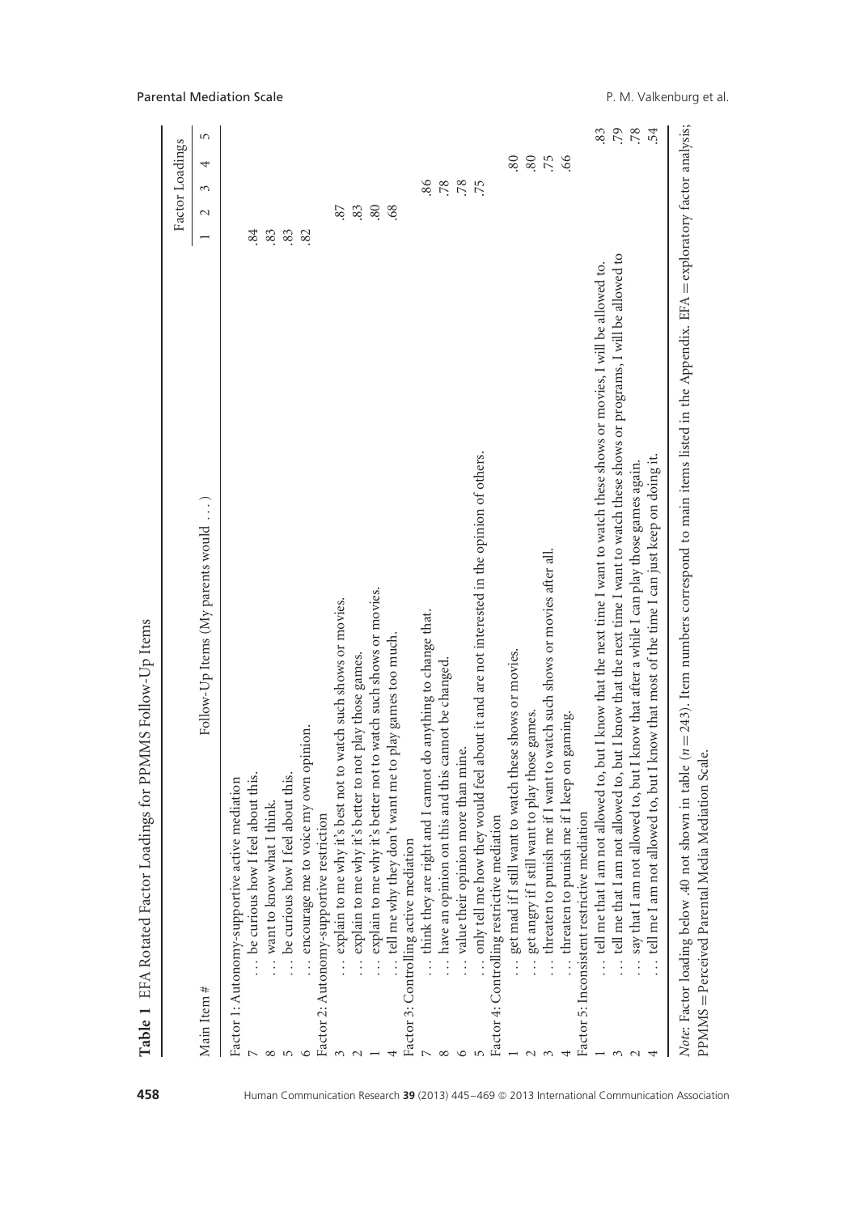**Table 1** EFA Rotated Factor Loadings for PPMMS Follow-Up Items

| Main Item # | Follow-Up Items (My parents would . . . ) | Factor Loadings 1 | 2 | 3 | 4 | 5 |
|---|---|---|---|---|---|---|
| Factor 1: Autonomy-supportive active mediation | | | | | | |
| 7 | . . . be curious how I feel about this. | .84 | | | | |
| 8 | . . . want to know what I think. | .83 | | | | |
| 5 | . . . be curious how I feel about this. | .83 | | | | |
| 6 | . . . encourage me to voice my own opinion. | .82 | | | | |
| Factor 2: Autonomy-supportive restriction | | | | | | |
| 3 | . . . explain to me why it's best not to watch such shows or movies. | | .87 | | | |
| 2 | . . . explain to me why it's better to not play those games. | | .83 | | | |
| 1 | . . . explain to me why it's better not to watch such shows or movies. | | .80 | | | |
| 4 | . . . tell me why they don't want me to play games too much. | | .68 | | | |
| Factor 3: Controlling active mediation | | | | | | |
| 7 | . . . think they are right and I cannot do anything to change that. | | | .86 | | |
| 8 | . . . have an opinion on this and this cannot be changed. | | | .78 | | |
| 6 | . . . value their opinion more than mine. | | | .78 | | |
| 5 | . . . only tell me how they would feel about it and are not interested in the opinion of others. | | | .75 | | |
| Factor 4: Controlling restrictive mediation | | | | | | |
| 1 | . . . get mad if I still want to watch these shows or movies. | | | | .80 | |
| 2 | . . . get angry if I still want to play those games. | | | | .80 | |
| 3 | . . . threaten to punish me if I want to watch such shows or movies after all. | | | | .75 | |
| 4 | . . . threaten to punish me if I keep on gaming. | | | | .66 | |
| Factor 5: Inconsistent restrictive mediation | | | | | | |
| 1 | . . . tell me that I am not allowed to, but I know that the next time I want to watch these shows or movies, I will be allowed to. | | | | | .83 |
| 3 | . . . tell me that I am not allowed to, but I know that the next time I want to watch these shows or programs, I will be allowed to | | | | | .79 |
| 2 | . . . say that I am not allowed to, but I know that after a while I can play those games again. | | | | | .78 |
| 4 | . . . tell me I am not allowed to, but I know that most of the time I can just keep on doing it. | | | | | .54 |

*Note*: Factor loading below .40 not shown in table ($n = 243$). Item numbers correspond to main items listed in the Appendix. EFA = exploratory factor analysis; PPMMS = Perceived Parental Media Mediation Scale.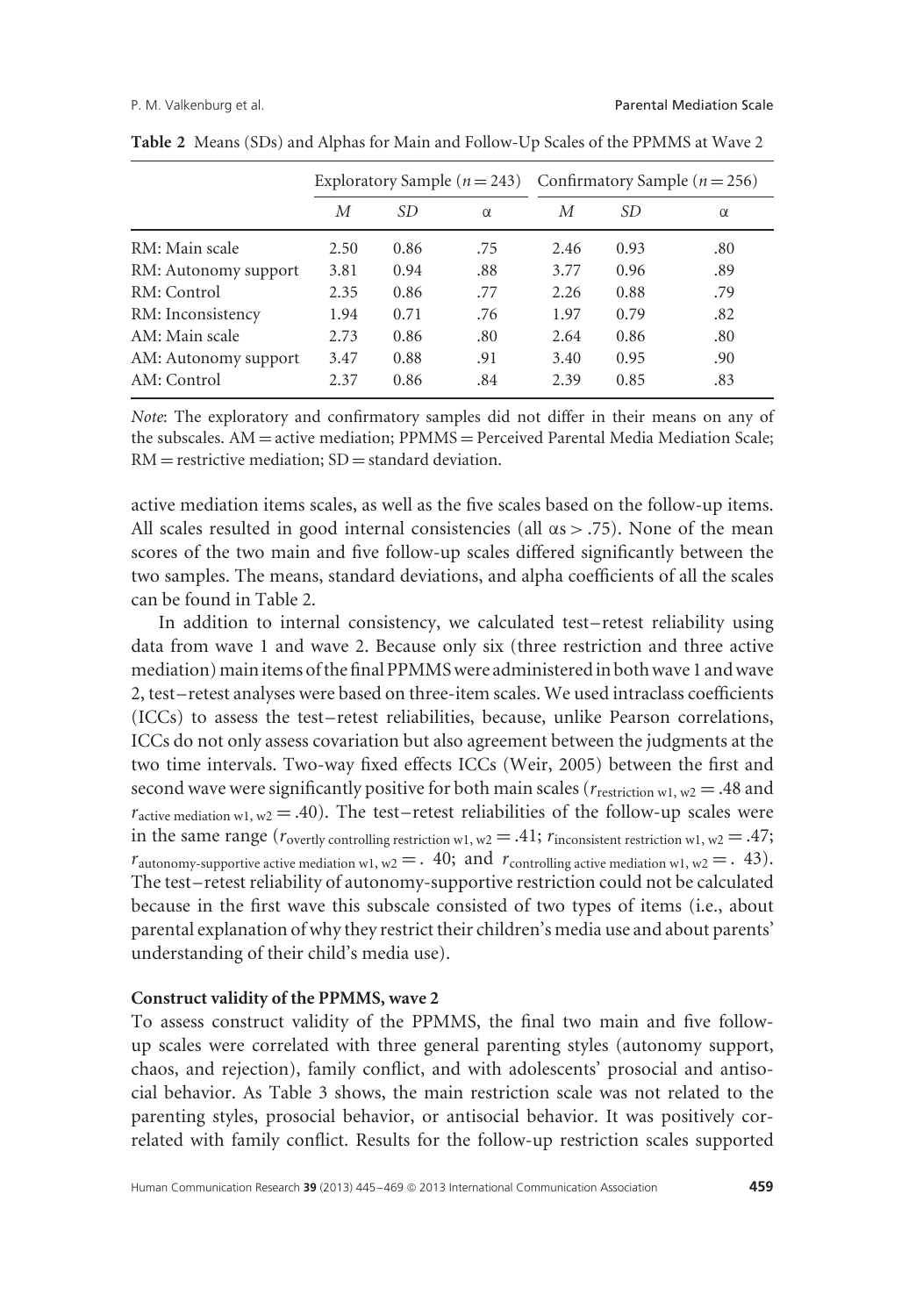**Table 2** Means (SDs) and Alphas for Main and Follow-Up Scales of the PPMMS at Wave 2

| | Exploratory Sample ($n = 243$) | | | Confirmatory Sample ($n = 256$) | | |
|---|---|---|---|---|---|---|
| | *M* | *SD* | α | *M* | *SD* | α |
| RM: Main scale | 2.50 | 0.86 | .75 | 2.46 | 0.93 | .80 |
| RM: Autonomy support | 3.81 | 0.94 | .88 | 3.77 | 0.96 | .89 |
| RM: Control | 2.35 | 0.86 | .77 | 2.26 | 0.88 | .79 |
| RM: Inconsistency | 1.94 | 0.71 | .76 | 1.97 | 0.79 | .82 |
| AM: Main scale | 2.73 | 0.86 | .80 | 2.64 | 0.86 | .80 |
| AM: Autonomy support | 3.47 | 0.88 | .91 | 3.40 | 0.95 | .90 |
| AM: Control | 2.37 | 0.86 | .84 | 2.39 | 0.85 | .83 |

*Note*: The exploratory and confirmatory samples did not differ in their means on any of the subscales. AM = active mediation; PPMMS = Perceived Parental Media Mediation Scale; RM = restrictive mediation; SD = standard deviation.

active mediation items scales, as well as the five scales based on the follow-up items. All scales resulted in good internal consistencies (all αs > .75). None of the mean scores of the two main and five follow-up scales differed significantly between the two samples. The means, standard deviations, and alpha coefficients of all the scales can be found in Table 2.

In addition to internal consistency, we calculated test–retest reliability using data from wave 1 and wave 2. Because only six (three restriction and three active mediation) main items of the final PPMMS were administered in both wave 1 and wave 2, test–retest analyses were based on three-item scales. We used intraclass coefficients (ICCs) to assess the test–retest reliabilities, because, unlike Pearson correlations, ICCs do not only assess covariation but also agreement between the judgments at the two time intervals. Two-way fixed effects ICCs (Weir, 2005) between the first and second wave were significantly positive for both main scales ($r_{\text{restriction w1, w2}} = .48$ and $r_{\text{active mediation w1, w2}} = .40$). The test–retest reliabilities of the follow-up scales were in the same range ($r_{\text{overtly controlling restriction w1, w2}} = .41$; $r_{\text{inconsistent restriction w1, w2}} = .47$; $r_{\text{autonomy-supportive active mediation w1, w2}} = .40$; and $r_{\text{controlling active mediation w1, w2}} = .43$). The test–retest reliability of autonomy-supportive restriction could not be calculated because in the first wave this subscale consisted of two types of items (i.e., about parental explanation of why they restrict their children's media use and about parents' understanding of their child's media use).

### Construct validity of the PPMMS, wave 2

To assess construct validity of the PPMMS, the final two main and five follow-up scales were correlated with three general parenting styles (autonomy support, chaos, and rejection), family conflict, and with adolescents' prosocial and antisocial behavior. As Table 3 shows, the main restriction scale was not related to the parenting styles, prosocial behavior, or antisocial behavior. It was positively correlated with family conflict. Results for the follow-up restriction scales supported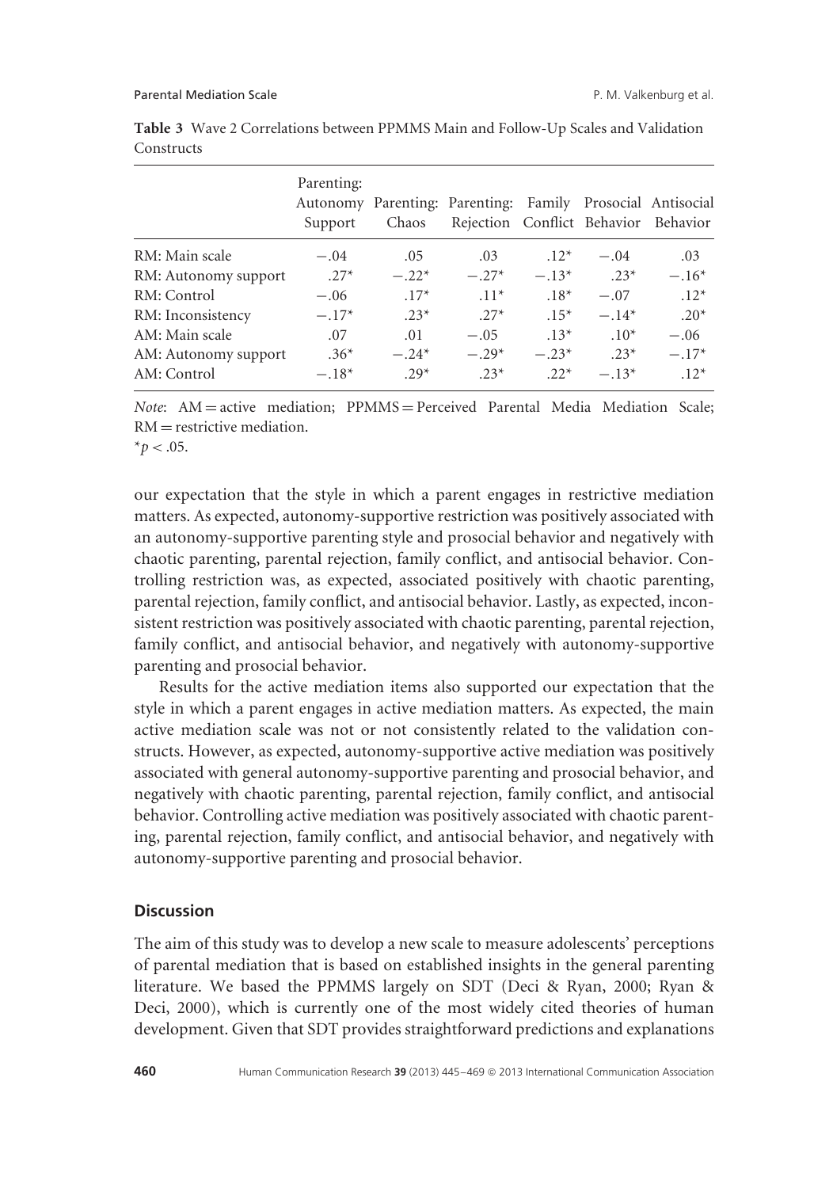**Table 3** Wave 2 Correlations between PPMMS Main and Follow-Up Scales and Validation Constructs

| | Parenting: Autonomy Support | Parenting: Chaos | Parenting: Rejection | Family Conflict | Prosocial Behavior | Antisocial Behavior |
|---|---|---|---|---|---|---|
| RM: Main scale | −.04 | .05 | .03 | .12* | −.04 | .03 |
| RM: Autonomy support | .27* | −.22* | −.27* | −.13* | .23* | −.16* |
| RM: Control | −.06 | .17* | .11* | .18* | −.07 | .12* |
| RM: Inconsistency | −.17* | .23* | .27* | .15* | −.14* | .20* |
| AM: Main scale | .07 | .01 | −.05 | .13* | .10* | −.06 |
| AM: Autonomy support | .36* | −.24* | −.29* | −.23* | .23* | −.17* |
| AM: Control | −.18* | .29* | .23* | .22* | −.13* | .12* |

*Note*: AM = active mediation; PPMMS = Perceived Parental Media Mediation Scale; RM = restrictive mediation.
*$p < .05$.

our expectation that the style in which a parent engages in restrictive mediation matters. As expected, autonomy-supportive restriction was positively associated with an autonomy-supportive parenting style and prosocial behavior and negatively with chaotic parenting, parental rejection, family conflict, and antisocial behavior. Controlling restriction was, as expected, associated positively with chaotic parenting, parental rejection, family conflict, and antisocial behavior. Lastly, as expected, inconsistent restriction was positively associated with chaotic parenting, parental rejection, family conflict, and antisocial behavior, and negatively with autonomy-supportive parenting and prosocial behavior.

Results for the active mediation items also supported our expectation that the style in which a parent engages in active mediation matters. As expected, the main active mediation scale was not or not consistently related to the validation constructs. However, as expected, autonomy-supportive active mediation was positively associated with general autonomy-supportive parenting and prosocial behavior, and negatively with chaotic parenting, parental rejection, family conflict, and antisocial behavior. Controlling active mediation was positively associated with chaotic parenting, parental rejection, family conflict, and antisocial behavior, and negatively with autonomy-supportive parenting and prosocial behavior.

## Discussion

The aim of this study was to develop a new scale to measure adolescents' perceptions of parental mediation that is based on established insights in the general parenting literature. We based the PPMMS largely on SDT (Deci & Ryan, 2000; Ryan & Deci, 2000), which is currently one of the most widely cited theories of human development. Given that SDT provides straightforward predictions and explanations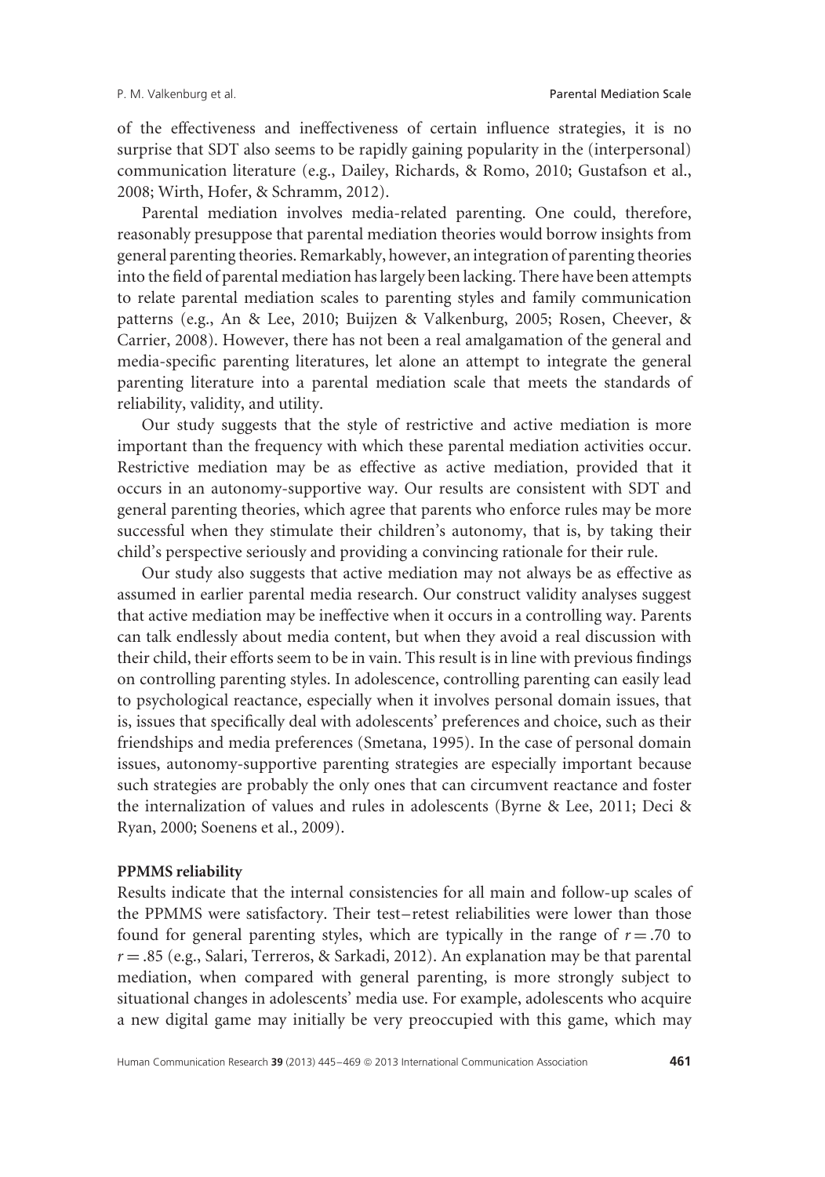of the effectiveness and ineffectiveness of certain influence strategies, it is no surprise that SDT also seems to be rapidly gaining popularity in the (interpersonal) communication literature (e.g., Dailey, Richards, & Romo, 2010; Gustafson et al., 2008; Wirth, Hofer, & Schramm, 2012).

Parental mediation involves media-related parenting. One could, therefore, reasonably presuppose that parental mediation theories would borrow insights from general parenting theories. Remarkably, however, an integration of parenting theories into the field of parental mediation has largely been lacking. There have been attempts to relate parental mediation scales to parenting styles and family communication patterns (e.g., An & Lee, 2010; Buijzen & Valkenburg, 2005; Rosen, Cheever, & Carrier, 2008). However, there has not been a real amalgamation of the general and media-specific parenting literatures, let alone an attempt to integrate the general parenting literature into a parental mediation scale that meets the standards of reliability, validity, and utility.

Our study suggests that the style of restrictive and active mediation is more important than the frequency with which these parental mediation activities occur. Restrictive mediation may be as effective as active mediation, provided that it occurs in an autonomy-supportive way. Our results are consistent with SDT and general parenting theories, which agree that parents who enforce rules may be more successful when they stimulate their children's autonomy, that is, by taking their child's perspective seriously and providing a convincing rationale for their rule.

Our study also suggests that active mediation may not always be as effective as assumed in earlier parental media research. Our construct validity analyses suggest that active mediation may be ineffective when it occurs in a controlling way. Parents can talk endlessly about media content, but when they avoid a real discussion with their child, their efforts seem to be in vain. This result is in line with previous findings on controlling parenting styles. In adolescence, controlling parenting can easily lead to psychological reactance, especially when it involves personal domain issues, that is, issues that specifically deal with adolescents' preferences and choice, such as their friendships and media preferences (Smetana, 1995). In the case of personal domain issues, autonomy-supportive parenting strategies are especially important because such strategies are probably the only ones that can circumvent reactance and foster the internalization of values and rules in adolescents (Byrne & Lee, 2011; Deci & Ryan, 2000; Soenens et al., 2009).

**PPMMS reliability**

Results indicate that the internal consistencies for all main and follow-up scales of the PPMMS were satisfactory. Their test–retest reliabilities were lower than those found for general parenting styles, which are typically in the range of $r = .70$ to $r = .85$ (e.g., Salari, Terreros, & Sarkadi, 2012). An explanation may be that parental mediation, when compared with general parenting, is more strongly subject to situational changes in adolescents' media use. For example, adolescents who acquire a new digital game may initially be very preoccupied with this game, which may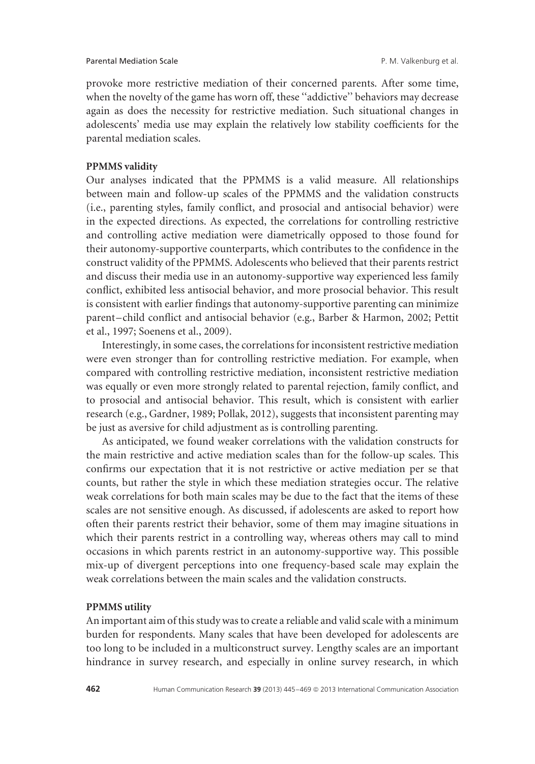provoke more restrictive mediation of their concerned parents. After some time, when the novelty of the game has worn off, these ''addictive'' behaviors may decrease again as does the necessity for restrictive mediation. Such situational changes in adolescents' media use may explain the relatively low stability coefficients for the parental mediation scales.

**PPMMS validity**

Our analyses indicated that the PPMMS is a valid measure. All relationships between main and follow-up scales of the PPMMS and the validation constructs (i.e., parenting styles, family conflict, and prosocial and antisocial behavior) were in the expected directions. As expected, the correlations for controlling restrictive and controlling active mediation were diametrically opposed to those found for their autonomy-supportive counterparts, which contributes to the confidence in the construct validity of the PPMMS. Adolescents who believed that their parents restrict and discuss their media use in an autonomy-supportive way experienced less family conflict, exhibited less antisocial behavior, and more prosocial behavior. This result is consistent with earlier findings that autonomy-supportive parenting can minimize parent–child conflict and antisocial behavior (e.g., Barber & Harmon, 2002; Pettit et al., 1997; Soenens et al., 2009).

Interestingly, in some cases, the correlations for inconsistent restrictive mediation were even stronger than for controlling restrictive mediation. For example, when compared with controlling restrictive mediation, inconsistent restrictive mediation was equally or even more strongly related to parental rejection, family conflict, and to prosocial and antisocial behavior. This result, which is consistent with earlier research (e.g., Gardner, 1989; Pollak, 2012), suggests that inconsistent parenting may be just as aversive for child adjustment as is controlling parenting.

As anticipated, we found weaker correlations with the validation constructs for the main restrictive and active mediation scales than for the follow-up scales. This confirms our expectation that it is not restrictive or active mediation per se that counts, but rather the style in which these mediation strategies occur. The relative weak correlations for both main scales may be due to the fact that the items of these scales are not sensitive enough. As discussed, if adolescents are asked to report how often their parents restrict their behavior, some of them may imagine situations in which their parents restrict in a controlling way, whereas others may call to mind occasions in which parents restrict in an autonomy-supportive way. This possible mix-up of divergent perceptions into one frequency-based scale may explain the weak correlations between the main scales and the validation constructs.

**PPMMS utility**

An important aim of this study was to create a reliable and valid scale with a minimum burden for respondents. Many scales that have been developed for adolescents are too long to be included in a multiconstruct survey. Lengthy scales are an important hindrance in survey research, and especially in online survey research, in which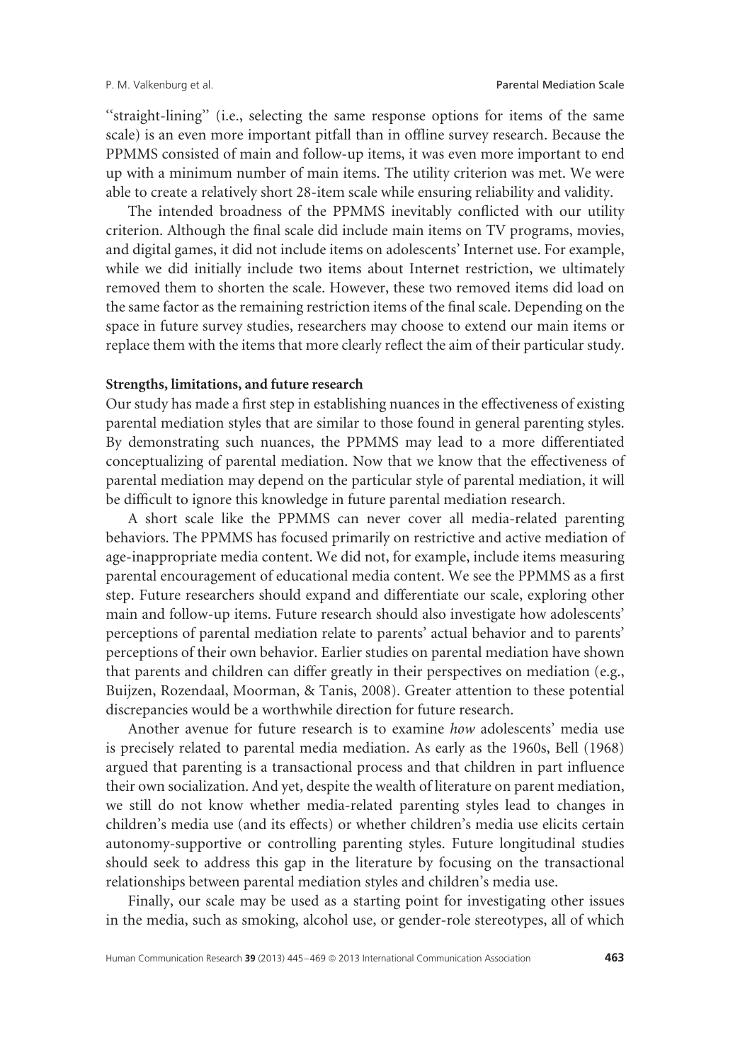"straight-lining" (i.e., selecting the same response options for items of the same scale) is an even more important pitfall than in offline survey research. Because the PPMMS consisted of main and follow-up items, it was even more important to end up with a minimum number of main items. The utility criterion was met. We were able to create a relatively short 28-item scale while ensuring reliability and validity.

The intended broadness of the PPMMS inevitably conflicted with our utility criterion. Although the final scale did include main items on TV programs, movies, and digital games, it did not include items on adolescents' Internet use. For example, while we did initially include two items about Internet restriction, we ultimately removed them to shorten the scale. However, these two removed items did load on the same factor as the remaining restriction items of the final scale. Depending on the space in future survey studies, researchers may choose to extend our main items or replace them with the items that more clearly reflect the aim of their particular study.

**Strengths, limitations, and future research**

Our study has made a first step in establishing nuances in the effectiveness of existing parental mediation styles that are similar to those found in general parenting styles. By demonstrating such nuances, the PPMMS may lead to a more differentiated conceptualizing of parental mediation. Now that we know that the effectiveness of parental mediation may depend on the particular style of parental mediation, it will be difficult to ignore this knowledge in future parental mediation research.

A short scale like the PPMMS can never cover all media-related parenting behaviors. The PPMMS has focused primarily on restrictive and active mediation of age-inappropriate media content. We did not, for example, include items measuring parental encouragement of educational media content. We see the PPMMS as a first step. Future researchers should expand and differentiate our scale, exploring other main and follow-up items. Future research should also investigate how adolescents' perceptions of parental mediation relate to parents' actual behavior and to parents' perceptions of their own behavior. Earlier studies on parental mediation have shown that parents and children can differ greatly in their perspectives on mediation (e.g., Buijzen, Rozendaal, Moorman, & Tanis, 2008). Greater attention to these potential discrepancies would be a worthwhile direction for future research.

Another avenue for future research is to examine *how* adolescents' media use is precisely related to parental media mediation. As early as the 1960s, Bell (1968) argued that parenting is a transactional process and that children in part influence their own socialization. And yet, despite the wealth of literature on parent mediation, we still do not know whether media-related parenting styles lead to changes in children's media use (and its effects) or whether children's media use elicits certain autonomy-supportive or controlling parenting styles. Future longitudinal studies should seek to address this gap in the literature by focusing on the transactional relationships between parental mediation styles and children's media use.

Finally, our scale may be used as a starting point for investigating other issues in the media, such as smoking, alcohol use, or gender-role stereotypes, all of which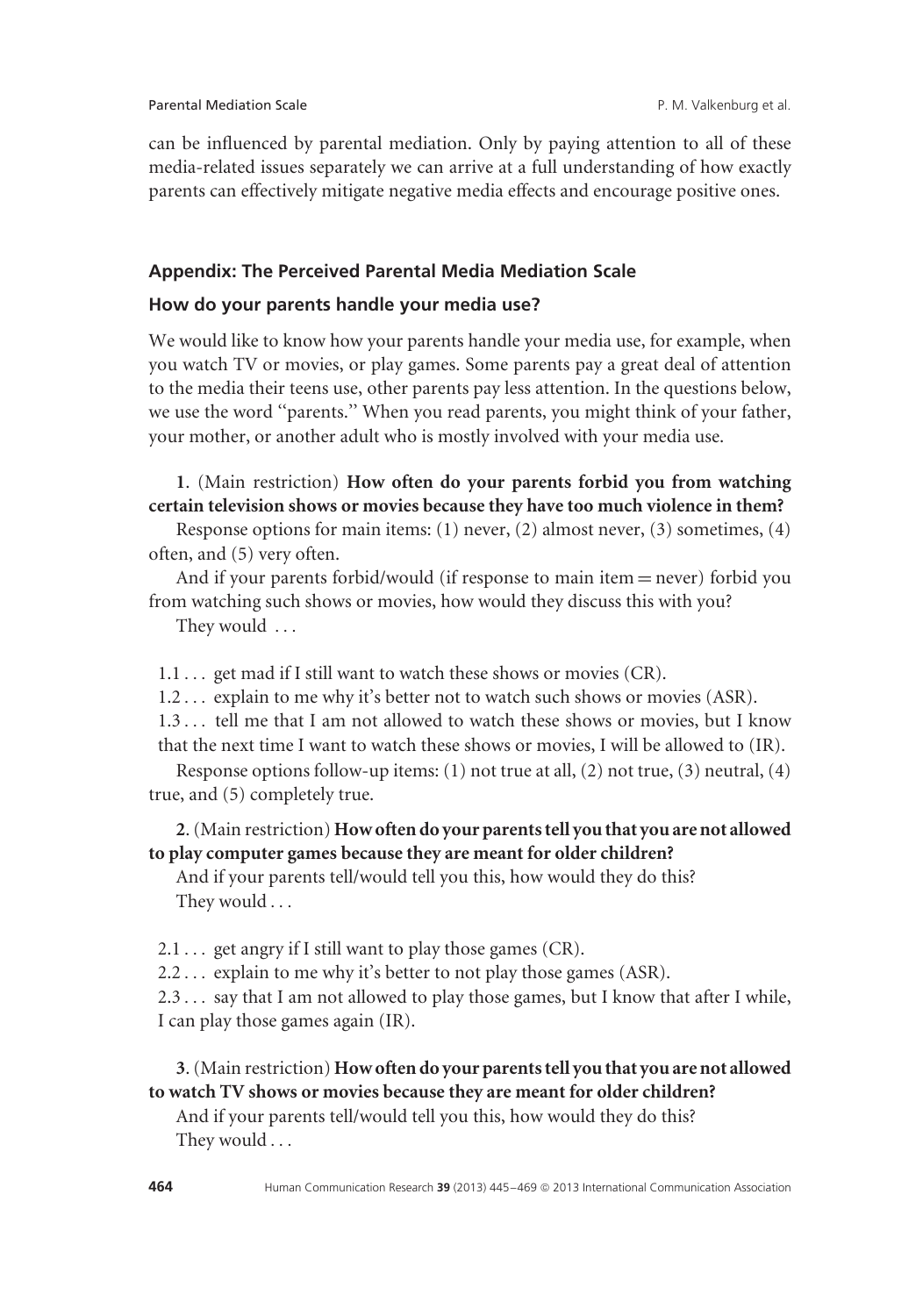can be influenced by parental mediation. Only by paying attention to all of these media-related issues separately we can arrive at a full understanding of how exactly parents can effectively mitigate negative media effects and encourage positive ones.

## Appendix: The Perceived Parental Media Mediation Scale

### How do your parents handle your media use?

We would like to know how your parents handle your media use, for example, when you watch TV or movies, or play games. Some parents pay a great deal of attention to the media their teens use, other parents pay less attention. In the questions below, we use the word "parents." When you read parents, you might think of your father, your mother, or another adult who is mostly involved with your media use.

**1**. (Main restriction) **How often do your parents forbid you from watching certain television shows or movies because they have too much violence in them?**

Response options for main items: (1) never, (2) almost never, (3) sometimes, (4) often, and (5) very often.

And if your parents forbid/would (if response to main item = never) forbid you from watching such shows or movies, how would they discuss this with you?

They would ...

1.1 ... get mad if I still want to watch these shows or movies (CR).

1.2 ... explain to me why it's better not to watch such shows or movies (ASR).

1.3 ... tell me that I am not allowed to watch these shows or movies, but I know that the next time I want to watch these shows or movies, I will be allowed to (IR).

Response options follow-up items: (1) not true at all, (2) not true, (3) neutral, (4) true, and (5) completely true.

**2**. (Main restriction) **How often do your parents tell you that you are not allowed to play computer games because they are meant for older children?**

And if your parents tell/would tell you this, how would they do this?

They would ...

2.1 ... get angry if I still want to play those games (CR).

2.2 ... explain to me why it's better to not play those games (ASR).

2.3 ... say that I am not allowed to play those games, but I know that after I while, I can play those games again (IR).

**3**. (Main restriction) **How often do your parents tell you that you are not allowed to watch TV shows or movies because they are meant for older children?**

And if your parents tell/would tell you this, how would they do this?

They would ...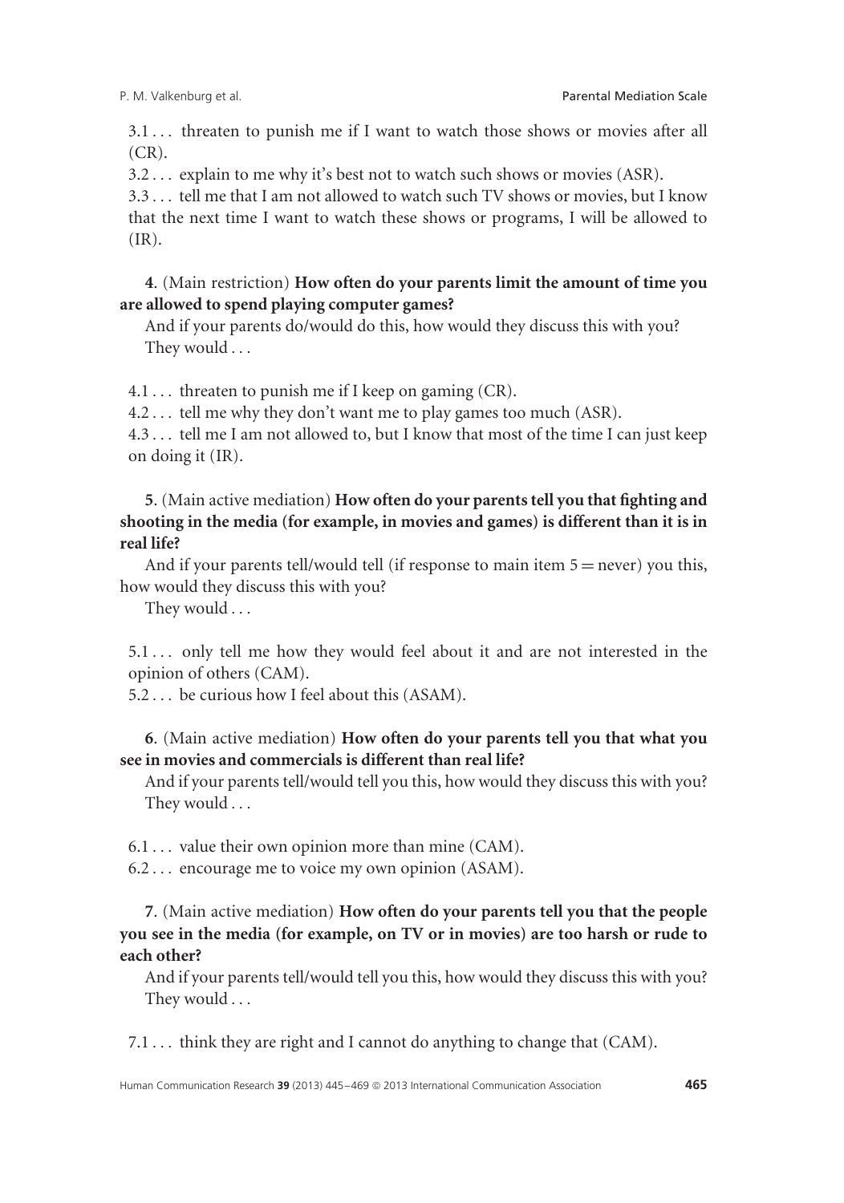3.1 . . . threaten to punish me if I want to watch those shows or movies after all (CR).

3.2 . . . explain to me why it's best not to watch such shows or movies (ASR).

3.3 . . . tell me that I am not allowed to watch such TV shows or movies, but I know that the next time I want to watch these shows or programs, I will be allowed to (IR).

**4**. (Main restriction) **How often do your parents limit the amount of time you are allowed to spend playing computer games?**

And if your parents do/would do this, how would they discuss this with you?
They would . . .

4.1 . . . threaten to punish me if I keep on gaming (CR).

4.2 . . . tell me why they don't want me to play games too much (ASR).

4.3 . . . tell me I am not allowed to, but I know that most of the time I can just keep on doing it (IR).

**5**. (Main active mediation) **How often do your parents tell you that fighting and shooting in the media (for example, in movies and games) is different than it is in real life?**

And if your parents tell/would tell (if response to main item 5 = never) you this, how would they discuss this with you?

They would . . .

5.1 . . . only tell me how they would feel about it and are not interested in the opinion of others (CAM).

5.2 . . . be curious how I feel about this (ASAM).

**6**. (Main active mediation) **How often do your parents tell you that what you see in movies and commercials is different than real life?**

And if your parents tell/would tell you this, how would they discuss this with you?
They would . . .

6.1 . . . value their own opinion more than mine (CAM).

6.2 . . . encourage me to voice my own opinion (ASAM).

**7**. (Main active mediation) **How often do your parents tell you that the people you see in the media (for example, on TV or in movies) are too harsh or rude to each other?**

And if your parents tell/would tell you this, how would they discuss this with you?
They would . . .

7.1 . . . think they are right and I cannot do anything to change that (CAM).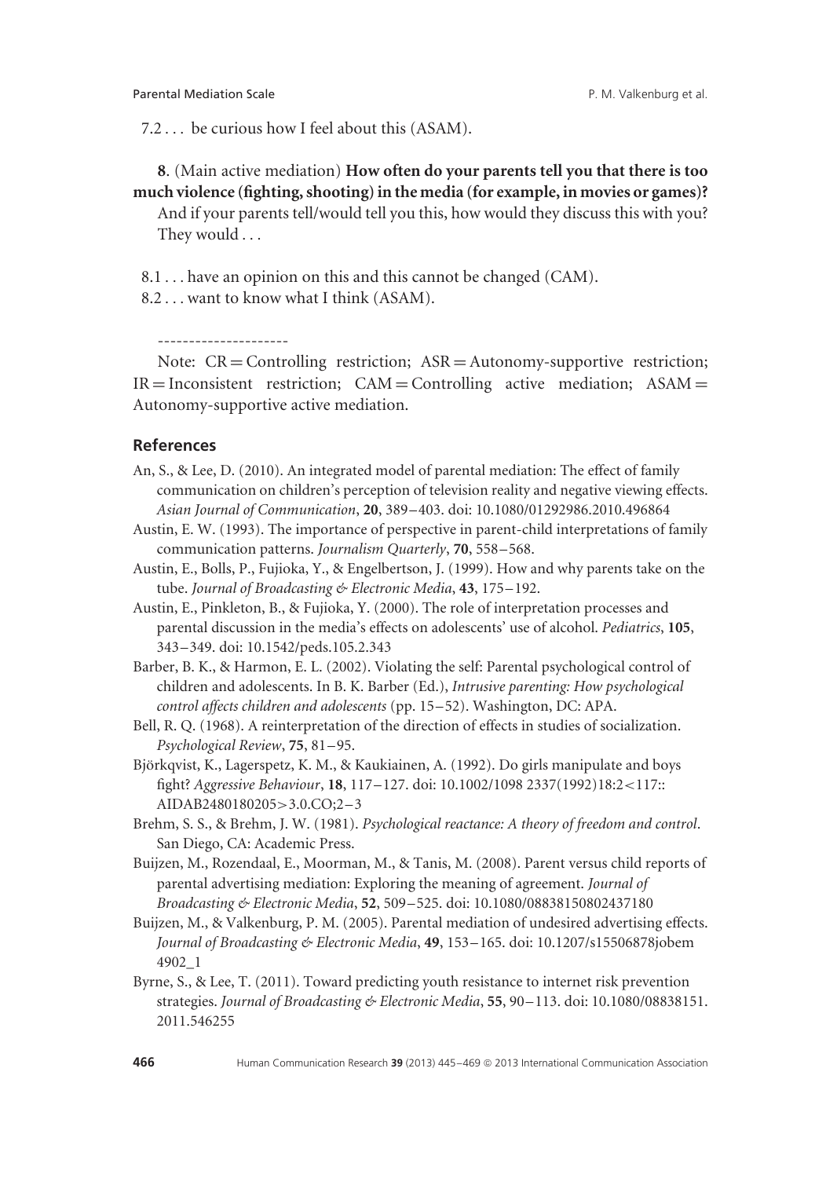7.2 . . . be curious how I feel about this (ASAM).

**8**. (Main active mediation) **How often do your parents tell you that there is too much violence (fighting, shooting) in the media (for example, in movies or games)?** And if your parents tell/would tell you this, how would they discuss this with you? They would . . .

8.1 . . . have an opinion on this and this cannot be changed (CAM).
8.2 . . . want to know what I think (ASAM).

---------------------

Note: CR = Controlling restriction; ASR = Autonomy-supportive restriction; IR = Inconsistent restriction; CAM = Controlling active mediation; ASAM = Autonomy-supportive active mediation.

## References

An, S., & Lee, D. (2010). An integrated model of parental mediation: The effect of family communication on children's perception of television reality and negative viewing effects. *Asian Journal of Communication*, **20**, 389–403. doi: 10.1080/01292986.2010.496864

Austin, E. W. (1993). The importance of perspective in parent-child interpretations of family communication patterns. *Journalism Quarterly*, **70**, 558–568.

Austin, E., Bolls, P., Fujioka, Y., & Engelbertson, J. (1999). How and why parents take on the tube. *Journal of Broadcasting & Electronic Media*, **43**, 175–192.

Austin, E., Pinkleton, B., & Fujioka, Y. (2000). The role of interpretation processes and parental discussion in the media's effects on adolescents' use of alcohol. *Pediatrics*, **105**, 343–349. doi: 10.1542/peds.105.2.343

Barber, B. K., & Harmon, E. L. (2002). Violating the self: Parental psychological control of children and adolescents. In B. K. Barber (Ed.), *Intrusive parenting: How psychological control affects children and adolescents* (pp. 15–52). Washington, DC: APA.

Bell, R. Q. (1968). A reinterpretation of the direction of effects in studies of socialization. *Psychological Review*, **75**, 81–95.

Björkqvist, K., Lagerspetz, K. M., & Kaukiainen, A. (1992). Do girls manipulate and boys fight? *Aggressive Behaviour*, **18**, 117–127. doi: 10.1002/1098 2337(1992)18:2<117::AIDAB2480180205>3.0.CO;2–3

Brehm, S. S., & Brehm, J. W. (1981). *Psychological reactance: A theory of freedom and control*. San Diego, CA: Academic Press.

Buijzen, M., Rozendaal, E., Moorman, M., & Tanis, M. (2008). Parent versus child reports of parental advertising mediation: Exploring the meaning of agreement. *Journal of Broadcasting & Electronic Media*, **52**, 509–525. doi: 10.1080/08838150802437180

Buijzen, M., & Valkenburg, P. M. (2005). Parental mediation of undesired advertising effects. *Journal of Broadcasting & Electronic Media*, **49**, 153–165. doi: 10.1207/s15506878jobem 4902_1

Byrne, S., & Lee, T. (2011). Toward predicting youth resistance to internet risk prevention strategies. *Journal of Broadcasting & Electronic Media*, **55**, 90–113. doi: 10.1080/08838151.2011.546255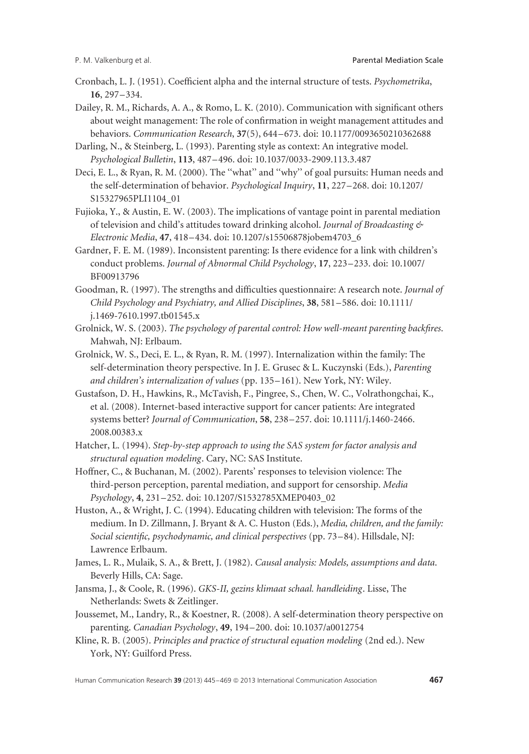Cronbach, L. J. (1951). Coefficient alpha and the internal structure of tests. *Psychometrika*, **16**, 297–334.

Dailey, R. M., Richards, A. A., & Romo, L. K. (2010). Communication with significant others about weight management: The role of confirmation in weight management attitudes and behaviors. *Communication Research*, **37**(5), 644–673. doi: 10.1177/0093650210362688

Darling, N., & Steinberg, L. (1993). Parenting style as context: An integrative model. *Psychological Bulletin*, **113**, 487–496. doi: 10.1037/0033-2909.113.3.487

Deci, E. L., & Ryan, R. M. (2000). The "what" and "why" of goal pursuits: Human needs and the self-determination of behavior. *Psychological Inquiry*, **11**, 227–268. doi: 10.1207/S15327965PLI1104_01

Fujioka, Y., & Austin, E. W. (2003). The implications of vantage point in parental mediation of television and child's attitudes toward drinking alcohol. *Journal of Broadcasting & Electronic Media*, **47**, 418–434. doi: 10.1207/s15506878jobem4703_6

Gardner, F. E. M. (1989). Inconsistent parenting: Is there evidence for a link with children's conduct problems. *Journal of Abnormal Child Psychology*, **17**, 223–233. doi: 10.1007/BF00913796

Goodman, R. (1997). The strengths and difficulties questionnaire: A research note. *Journal of Child Psychology and Psychiatry, and Allied Disciplines*, **38**, 581–586. doi: 10.1111/j.1469-7610.1997.tb01545.x

Grolnick, W. S. (2003). *The psychology of parental control: How well-meant parenting backfires*. Mahwah, NJ: Erlbaum.

Grolnick, W. S., Deci, E. L., & Ryan, R. M. (1997). Internalization within the family: The self-determination theory perspective. In J. E. Grusec & L. Kuczynski (Eds.), *Parenting and children's internalization of values* (pp. 135–161). New York, NY: Wiley.

Gustafson, D. H., Hawkins, R., McTavish, F., Pingree, S., Chen, W. C., Volrathongchai, K., et al. (2008). Internet-based interactive support for cancer patients: Are integrated systems better? *Journal of Communication*, **58**, 238–257. doi: 10.1111/j.1460-2466.2008.00383.x

Hatcher, L. (1994). *Step-by-step approach to using the SAS system for factor analysis and structural equation modeling*. Cary, NC: SAS Institute.

Hoffner, C., & Buchanan, M. (2002). Parents' responses to television violence: The third-person perception, parental mediation, and support for censorship. *Media Psychology*, **4**, 231–252. doi: 10.1207/S1532785XMEP0403_02

Huston, A., & Wright, J. C. (1994). Educating children with television: The forms of the medium. In D. Zillmann, J. Bryant & A. C. Huston (Eds.), *Media, children, and the family: Social scientific, psychodynamic, and clinical perspectives* (pp. 73–84). Hillsdale, NJ: Lawrence Erlbaum.

James, L. R., Mulaik, S. A., & Brett, J. (1982). *Causal analysis: Models, assumptions and data*. Beverly Hills, CA: Sage.

Jansma, J., & Coole, R. (1996). *GKS-II, gezins klimaat schaal. handleiding*. Lisse, The Netherlands: Swets & Zeitlinger.

Joussemet, M., Landry, R., & Koestner, R. (2008). A self-determination theory perspective on parenting. *Canadian Psychology*, **49**, 194–200. doi: 10.1037/a0012754

Kline, R. B. (2005). *Principles and practice of structural equation modeling* (2nd ed.). New York, NY: Guilford Press.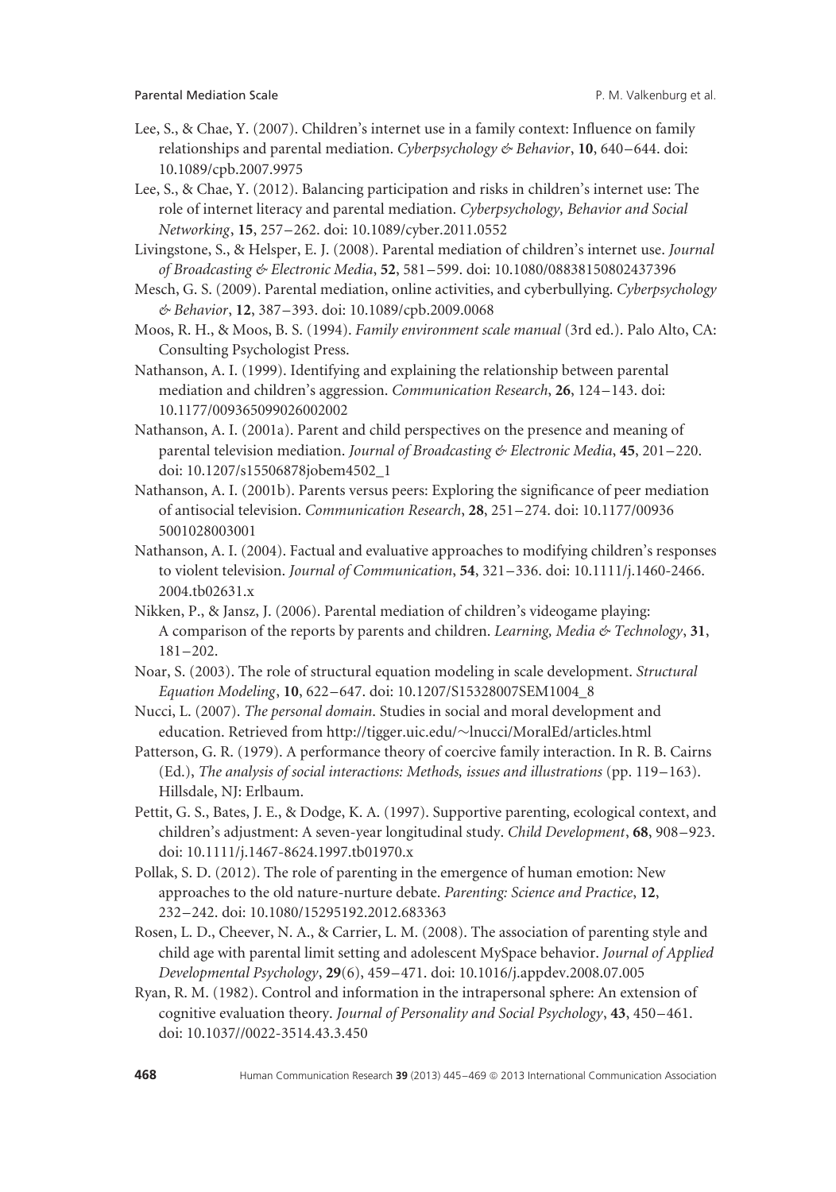Lee, S., & Chae, Y. (2007). Children's internet use in a family context: Influence on family relationships and parental mediation. *Cyberpsychology & Behavior*, **10**, 640–644. doi: 10.1089/cpb.2007.9975

Lee, S., & Chae, Y. (2012). Balancing participation and risks in children's internet use: The role of internet literacy and parental mediation. *Cyberpsychology, Behavior and Social Networking*, **15**, 257–262. doi: 10.1089/cyber.2011.0552

Livingstone, S., & Helsper, E. J. (2008). Parental mediation of children's internet use. *Journal of Broadcasting & Electronic Media*, **52**, 581–599. doi: 10.1080/08838150802437396

Mesch, G. S. (2009). Parental mediation, online activities, and cyberbullying. *Cyberpsychology & Behavior*, **12**, 387–393. doi: 10.1089/cpb.2009.0068

Moos, R. H., & Moos, B. S. (1994). *Family environment scale manual* (3rd ed.). Palo Alto, CA: Consulting Psychologist Press.

Nathanson, A. I. (1999). Identifying and explaining the relationship between parental mediation and children's aggression. *Communication Research*, **26**, 124–143. doi: 10.1177/009365099026002002

Nathanson, A. I. (2001a). Parent and child perspectives on the presence and meaning of parental television mediation. *Journal of Broadcasting & Electronic Media*, **45**, 201–220. doi: 10.1207/s15506878jobem4502_1

Nathanson, A. I. (2001b). Parents versus peers: Exploring the significance of peer mediation of antisocial television. *Communication Research*, **28**, 251–274. doi: 10.1177/009365001028003001

Nathanson, A. I. (2004). Factual and evaluative approaches to modifying children's responses to violent television. *Journal of Communication*, **54**, 321–336. doi: 10.1111/j.1460-2466.2004.tb02631.x

Nikken, P., & Jansz, J. (2006). Parental mediation of children's videogame playing: A comparison of the reports by parents and children. *Learning, Media & Technology*, **31**, 181–202.

Noar, S. (2003). The role of structural equation modeling in scale development. *Structural Equation Modeling*, **10**, 622–647. doi: 10.1207/S15328007SEM1004_8

Nucci, L. (2007). *The personal domain*. Studies in social and moral development and education. Retrieved from http://tigger.uic.edu/~lnucci/MoralEd/articles.html

Patterson, G. R. (1979). A performance theory of coercive family interaction. In R. B. Cairns (Ed.), *The analysis of social interactions: Methods, issues and illustrations* (pp. 119–163). Hillsdale, NJ: Erlbaum.

Pettit, G. S., Bates, J. E., & Dodge, K. A. (1997). Supportive parenting, ecological context, and children's adjustment: A seven-year longitudinal study. *Child Development*, **68**, 908–923. doi: 10.1111/j.1467-8624.1997.tb01970.x

Pollak, S. D. (2012). The role of parenting in the emergence of human emotion: New approaches to the old nature-nurture debate. *Parenting: Science and Practice*, **12**, 232–242. doi: 10.1080/15295192.2012.683363

Rosen, L. D., Cheever, N. A., & Carrier, L. M. (2008). The association of parenting style and child age with parental limit setting and adolescent MySpace behavior. *Journal of Applied Developmental Psychology*, **29**(6), 459–471. doi: 10.1016/j.appdev.2008.07.005

Ryan, R. M. (1982). Control and information in the intrapersonal sphere: An extension of cognitive evaluation theory. *Journal of Personality and Social Psychology*, **43**, 450–461. doi: 10.1037//0022-3514.43.3.450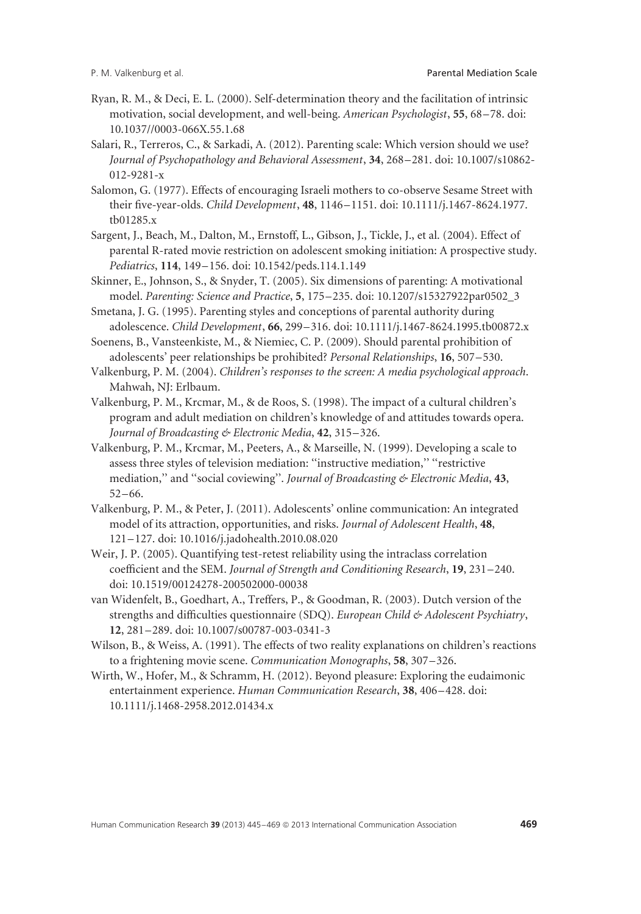Ryan, R. M., & Deci, E. L. (2000). Self-determination theory and the facilitation of intrinsic motivation, social development, and well-being. *American Psychologist*, **55**, 68–78. doi: 10.1037//0003-066X.55.1.68

Salari, R., Terreros, C., & Sarkadi, A. (2012). Parenting scale: Which version should we use? *Journal of Psychopathology and Behavioral Assessment*, **34**, 268–281. doi: 10.1007/s10862-012-9281-x

Salomon, G. (1977). Effects of encouraging Israeli mothers to co-observe Sesame Street with their five-year-olds. *Child Development*, **48**, 1146–1151. doi: 10.1111/j.1467-8624.1977.tb01285.x

Sargent, J., Beach, M., Dalton, M., Ernstoff, L., Gibson, J., Tickle, J., et al. (2004). Effect of parental R-rated movie restriction on adolescent smoking initiation: A prospective study. *Pediatrics*, **114**, 149–156. doi: 10.1542/peds.114.1.149

Skinner, E., Johnson, S., & Snyder, T. (2005). Six dimensions of parenting: A motivational model. *Parenting: Science and Practice*, **5**, 175–235. doi: 10.1207/s15327922par0502_3

Smetana, J. G. (1995). Parenting styles and conceptions of parental authority during adolescence. *Child Development*, **66**, 299–316. doi: 10.1111/j.1467-8624.1995.tb00872.x

Soenens, B., Vansteenkiste, M., & Niemiec, C. P. (2009). Should parental prohibition of adolescents' peer relationships be prohibited? *Personal Relationships*, **16**, 507–530.

Valkenburg, P. M. (2004). *Children's responses to the screen: A media psychological approach*. Mahwah, NJ: Erlbaum.

Valkenburg, P. M., Krcmar, M., & de Roos, S. (1998). The impact of a cultural children's program and adult mediation on children's knowledge of and attitudes towards opera. *Journal of Broadcasting & Electronic Media*, **42**, 315–326.

Valkenburg, P. M., Krcmar, M., Peeters, A., & Marseille, N. (1999). Developing a scale to assess three styles of television mediation: "instructive mediation," "restrictive mediation," and "social coviewing". *Journal of Broadcasting & Electronic Media*, **43**, 52–66.

Valkenburg, P. M., & Peter, J. (2011). Adolescents' online communication: An integrated model of its attraction, opportunities, and risks. *Journal of Adolescent Health*, **48**, 121–127. doi: 10.1016/j.jadohealth.2010.08.020

Weir, J. P. (2005). Quantifying test-retest reliability using the intraclass correlation coefficient and the SEM. *Journal of Strength and Conditioning Research*, **19**, 231–240. doi: 10.1519/00124278-200502000-00038

van Widenfelt, B., Goedhart, A., Treffers, P., & Goodman, R. (2003). Dutch version of the strengths and difficulties questionnaire (SDQ). *European Child & Adolescent Psychiatry*, **12**, 281–289. doi: 10.1007/s00787-003-0341-3

Wilson, B., & Weiss, A. (1991). The effects of two reality explanations on children's reactions to a frightening movie scene. *Communication Monographs*, **58**, 307–326.

Wirth, W., Hofer, M., & Schramm, H. (2012). Beyond pleasure: Exploring the eudaimonic entertainment experience. *Human Communication Research*, **38**, 406–428. doi: 10.1111/j.1468-2958.2012.01434.x